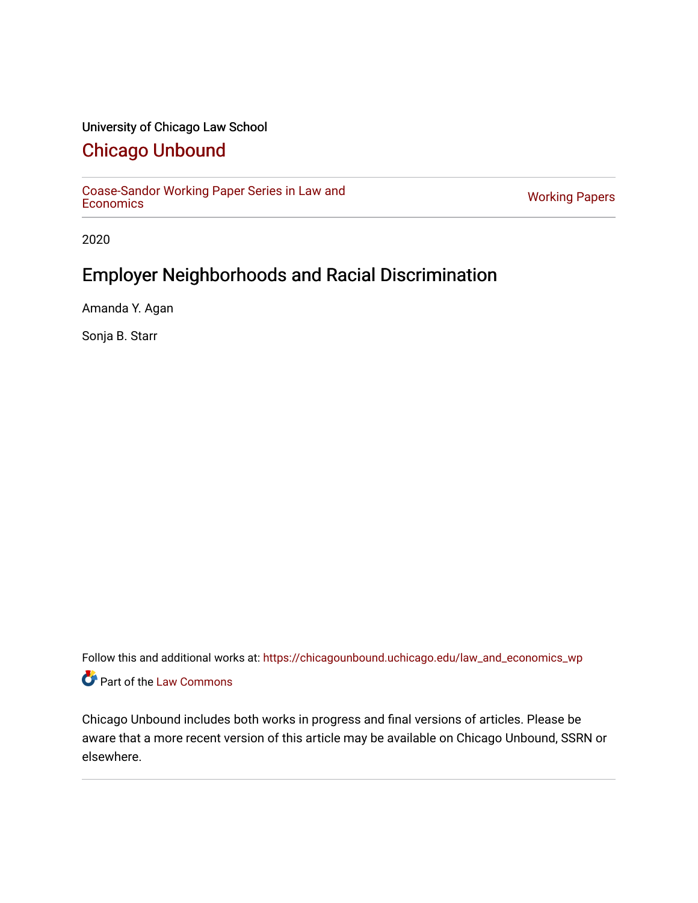University of Chicago Law School

# Chicago Unbound

Coase-Sandor Working Paper Series in Law and Economics

Working Papers

2020

## Employer Neighborhoods and Racial Discrimination

Amanda Y. Agan

Sonja B. Starr

Follow this and additional works at: https://chicagounbound.uchicago.edu/law_and_economics_wp

Part of the Law Commons

Chicago Unbound includes both works in progress and final versions of articles. Please be aware that a more recent version of this article may be available on Chicago Unbound, SSRN or elsewhere.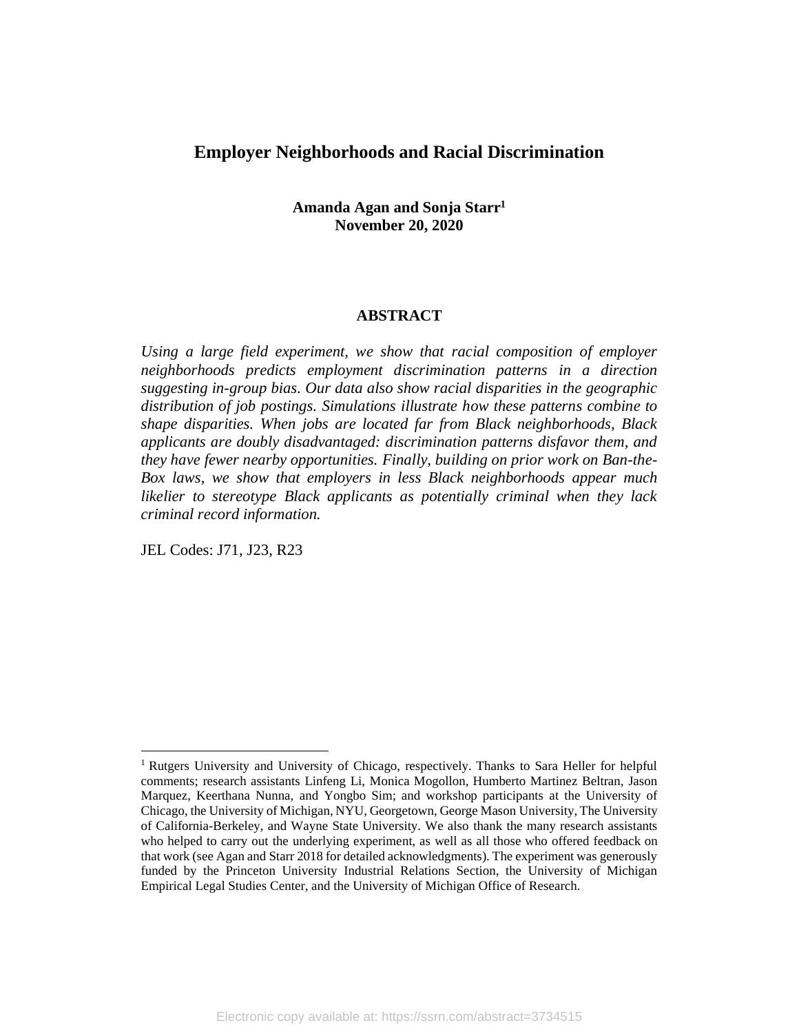# Employer Neighborhoods and Racial Discrimination

**Amanda Agan and Sonja Starr[1]**
**November 20, 2020**

## ABSTRACT

*Using a large field experiment, we show that racial composition of employer neighborhoods predicts employment discrimination patterns in a direction suggesting in-group bias. Our data also show racial disparities in the geographic distribution of job postings. Simulations illustrate how these patterns combine to shape disparities. When jobs are located far from Black neighborhoods, Black applicants are doubly disadvantaged: discrimination patterns disfavor them, and they have fewer nearby opportunities. Finally, building on prior work on Ban-the-Box laws, we show that employers in less Black neighborhoods appear much likelier to stereotype Black applicants as potentially criminal when they lack criminal record information.*

JEL Codes: J71, J23, R23

---

[1] Rutgers University and University of Chicago, respectively. Thanks to Sara Heller for helpful comments; research assistants Linfeng Li, Monica Mogollon, Humberto Martinez Beltran, Jason Marquez, Keerthana Nunna, and Yongbo Sim; and workshop participants at the University of Chicago, the University of Michigan, NYU, Georgetown, George Mason University, The University of California-Berkeley, and Wayne State University. We also thank the many research assistants who helped to carry out the underlying experiment, as well as all those who offered feedback on that work (see Agan and Starr 2018 for detailed acknowledgments). The experiment was generously funded by the Princeton University Industrial Relations Section, the University of Michigan Empirical Legal Studies Center, and the University of Michigan Office of Research.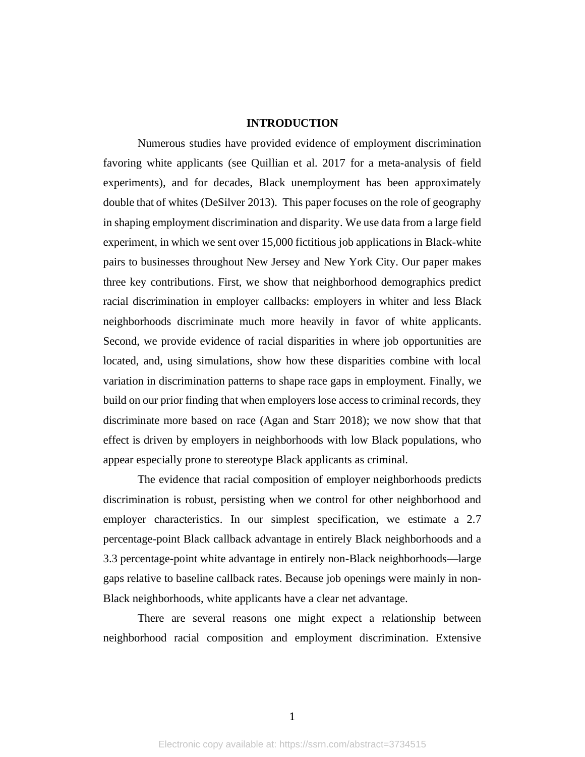## INTRODUCTION

Numerous studies have provided evidence of employment discrimination favoring white applicants (see Quillian et al. 2017 for a meta-analysis of field experiments), and for decades, Black unemployment has been approximately double that of whites (DeSilver 2013). This paper focuses on the role of geography in shaping employment discrimination and disparity. We use data from a large field experiment, in which we sent over 15,000 fictitious job applications in Black-white pairs to businesses throughout New Jersey and New York City. Our paper makes three key contributions. First, we show that neighborhood demographics predict racial discrimination in employer callbacks: employers in whiter and less Black neighborhoods discriminate much more heavily in favor of white applicants. Second, we provide evidence of racial disparities in where job opportunities are located, and, using simulations, show how these disparities combine with local variation in discrimination patterns to shape race gaps in employment. Finally, we build on our prior finding that when employers lose access to criminal records, they discriminate more based on race (Agan and Starr 2018); we now show that that effect is driven by employers in neighborhoods with low Black populations, who appear especially prone to stereotype Black applicants as criminal.

The evidence that racial composition of employer neighborhoods predicts discrimination is robust, persisting when we control for other neighborhood and employer characteristics. In our simplest specification, we estimate a 2.7 percentage-point Black callback advantage in entirely Black neighborhoods and a 3.3 percentage-point white advantage in entirely non-Black neighborhoods—large gaps relative to baseline callback rates. Because job openings were mainly in non-Black neighborhoods, white applicants have a clear net advantage.

There are several reasons one might expect a relationship between neighborhood racial composition and employment discrimination. Extensive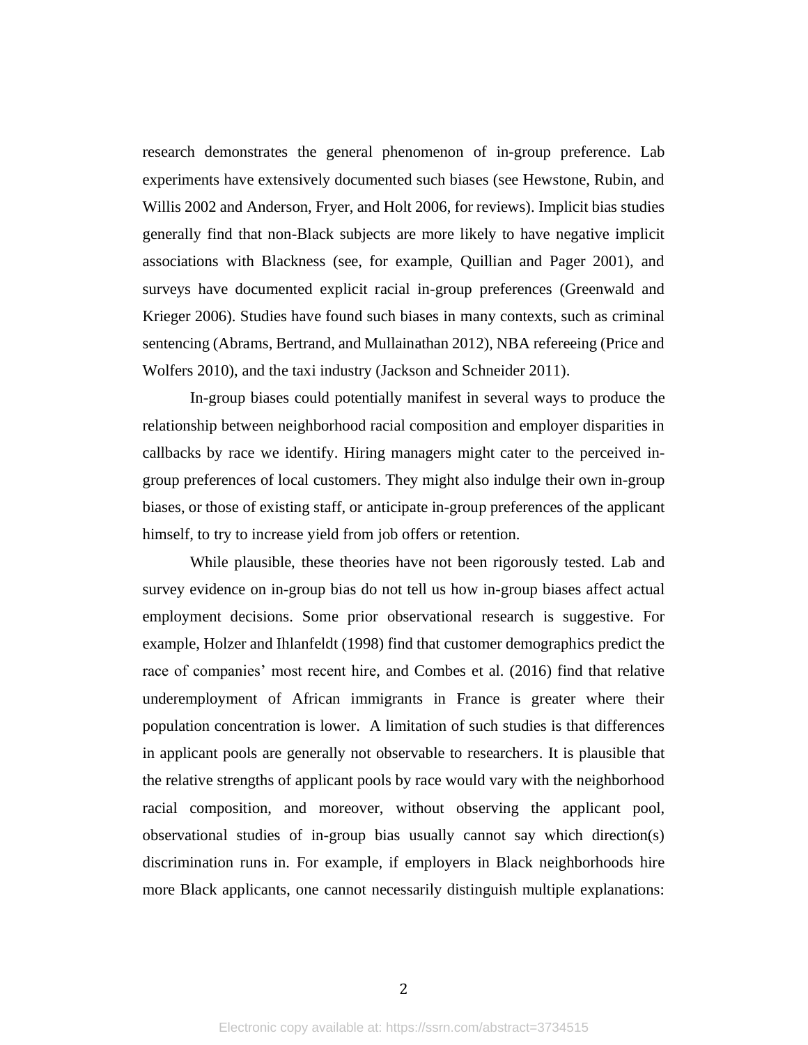research demonstrates the general phenomenon of in-group preference. Lab experiments have extensively documented such biases (see Hewstone, Rubin, and Willis 2002 and Anderson, Fryer, and Holt 2006, for reviews). Implicit bias studies generally find that non-Black subjects are more likely to have negative implicit associations with Blackness (see, for example, Quillian and Pager 2001), and surveys have documented explicit racial in-group preferences (Greenwald and Krieger 2006). Studies have found such biases in many contexts, such as criminal sentencing (Abrams, Bertrand, and Mullainathan 2012), NBA refereeing (Price and Wolfers 2010), and the taxi industry (Jackson and Schneider 2011).

In-group biases could potentially manifest in several ways to produce the relationship between neighborhood racial composition and employer disparities in callbacks by race we identify. Hiring managers might cater to the perceived in-group preferences of local customers. They might also indulge their own in-group biases, or those of existing staff, or anticipate in-group preferences of the applicant himself, to try to increase yield from job offers or retention.

While plausible, these theories have not been rigorously tested. Lab and survey evidence on in-group bias do not tell us how in-group biases affect actual employment decisions. Some prior observational research is suggestive. For example, Holzer and Ihlanfeldt (1998) find that customer demographics predict the race of companies' most recent hire, and Combes et al. (2016) find that relative underemployment of African immigrants in France is greater where their population concentration is lower. A limitation of such studies is that differences in applicant pools are generally not observable to researchers. It is plausible that the relative strengths of applicant pools by race would vary with the neighborhood racial composition, and moreover, without observing the applicant pool, observational studies of in-group bias usually cannot say which direction(s) discrimination runs in. For example, if employers in Black neighborhoods hire more Black applicants, one cannot necessarily distinguish multiple explanations: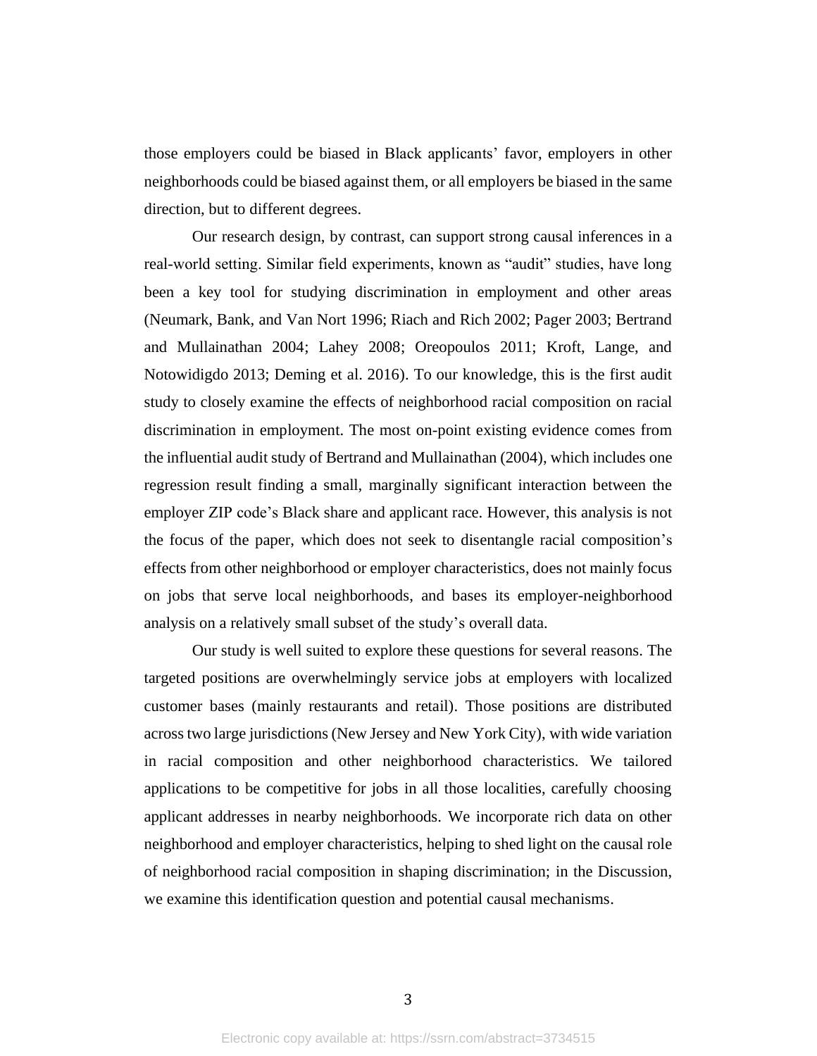those employers could be biased in Black applicants' favor, employers in other neighborhoods could be biased against them, or all employers be biased in the same direction, but to different degrees.

Our research design, by contrast, can support strong causal inferences in a real-world setting. Similar field experiments, known as "audit" studies, have long been a key tool for studying discrimination in employment and other areas (Neumark, Bank, and Van Nort 1996; Riach and Rich 2002; Pager 2003; Bertrand and Mullainathan 2004; Lahey 2008; Oreopoulos 2011; Kroft, Lange, and Notowidigdo 2013; Deming et al. 2016). To our knowledge, this is the first audit study to closely examine the effects of neighborhood racial composition on racial discrimination in employment. The most on-point existing evidence comes from the influential audit study of Bertrand and Mullainathan (2004), which includes one regression result finding a small, marginally significant interaction between the employer ZIP code's Black share and applicant race. However, this analysis is not the focus of the paper, which does not seek to disentangle racial composition's effects from other neighborhood or employer characteristics, does not mainly focus on jobs that serve local neighborhoods, and bases its employer-neighborhood analysis on a relatively small subset of the study's overall data.

Our study is well suited to explore these questions for several reasons. The targeted positions are overwhelmingly service jobs at employers with localized customer bases (mainly restaurants and retail). Those positions are distributed across two large jurisdictions (New Jersey and New York City), with wide variation in racial composition and other neighborhood characteristics. We tailored applications to be competitive for jobs in all those localities, carefully choosing applicant addresses in nearby neighborhoods. We incorporate rich data on other neighborhood and employer characteristics, helping to shed light on the causal role of neighborhood racial composition in shaping discrimination; in the Discussion, we examine this identification question and potential causal mechanisms.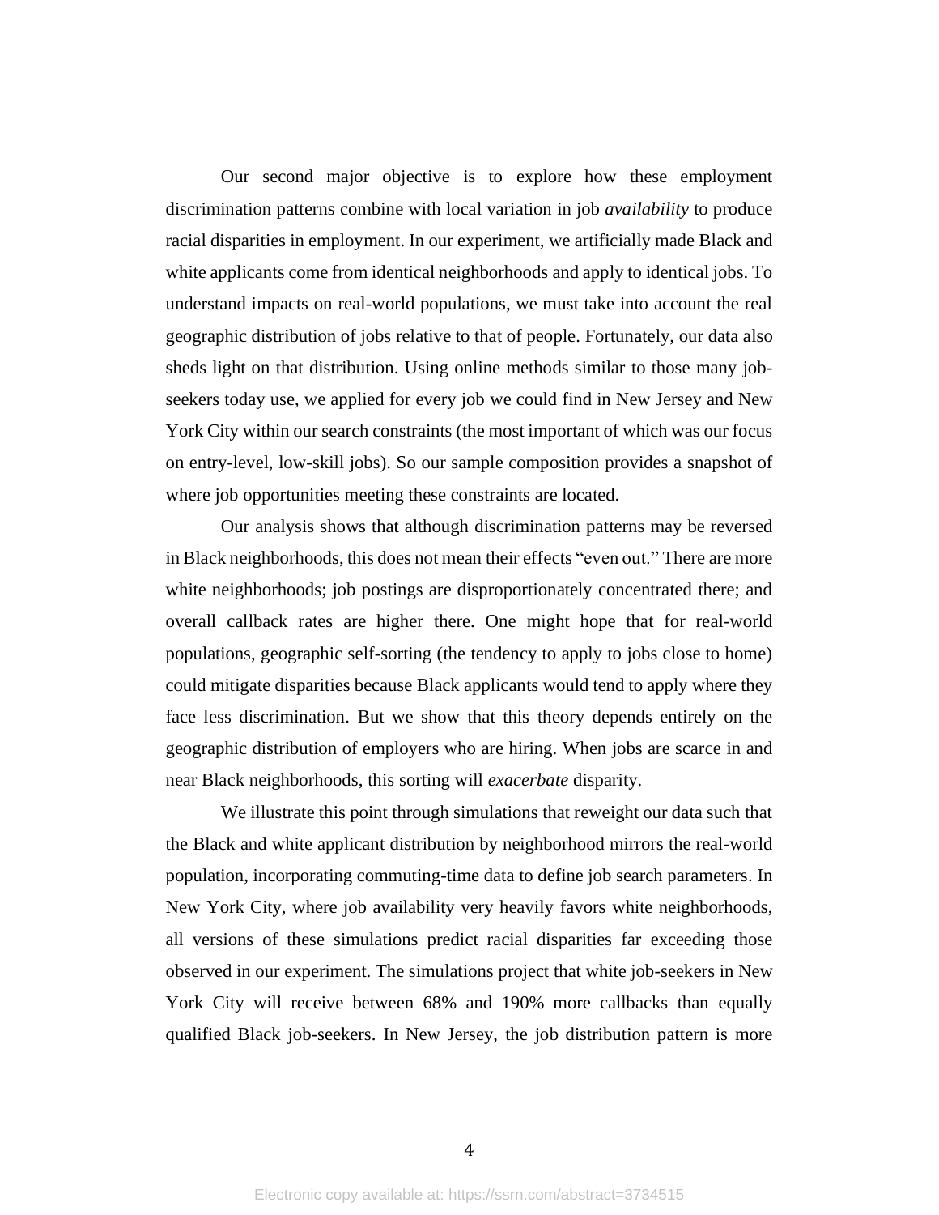Our second major objective is to explore how these employment discrimination patterns combine with local variation in job *availability* to produce racial disparities in employment. In our experiment, we artificially made Black and white applicants come from identical neighborhoods and apply to identical jobs. To understand impacts on real-world populations, we must take into account the real geographic distribution of jobs relative to that of people. Fortunately, our data also sheds light on that distribution. Using online methods similar to those many job-seekers today use, we applied for every job we could find in New Jersey and New York City within our search constraints (the most important of which was our focus on entry-level, low-skill jobs). So our sample composition provides a snapshot of where job opportunities meeting these constraints are located.

Our analysis shows that although discrimination patterns may be reversed in Black neighborhoods, this does not mean their effects "even out." There are more white neighborhoods; job postings are disproportionately concentrated there; and overall callback rates are higher there. One might hope that for real-world populations, geographic self-sorting (the tendency to apply to jobs close to home) could mitigate disparities because Black applicants would tend to apply where they face less discrimination. But we show that this theory depends entirely on the geographic distribution of employers who are hiring. When jobs are scarce in and near Black neighborhoods, this sorting will *exacerbate* disparity.

We illustrate this point through simulations that reweight our data such that the Black and white applicant distribution by neighborhood mirrors the real-world population, incorporating commuting-time data to define job search parameters. In New York City, where job availability very heavily favors white neighborhoods, all versions of these simulations predict racial disparities far exceeding those observed in our experiment. The simulations project that white job-seekers in New York City will receive between 68% and 190% more callbacks than equally qualified Black job-seekers. In New Jersey, the job distribution pattern is more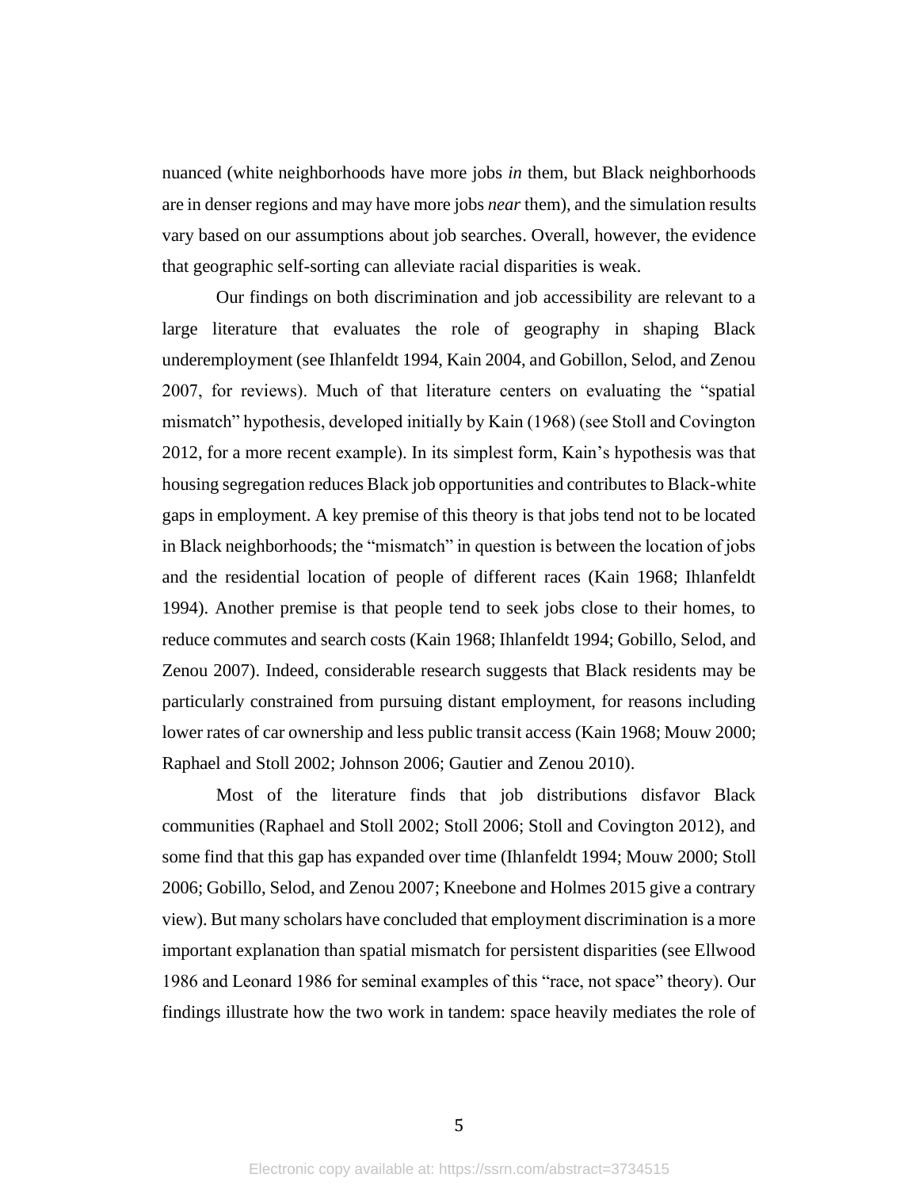nuanced (white neighborhoods have more jobs *in* them, but Black neighborhoods are in denser regions and may have more jobs *near* them), and the simulation results vary based on our assumptions about job searches. Overall, however, the evidence that geographic self-sorting can alleviate racial disparities is weak.

Our findings on both discrimination and job accessibility are relevant to a large literature that evaluates the role of geography in shaping Black underemployment (see Ihlanfeldt 1994, Kain 2004, and Gobillon, Selod, and Zenou 2007, for reviews). Much of that literature centers on evaluating the "spatial mismatch" hypothesis, developed initially by Kain (1968) (see Stoll and Covington 2012, for a more recent example). In its simplest form, Kain's hypothesis was that housing segregation reduces Black job opportunities and contributes to Black-white gaps in employment. A key premise of this theory is that jobs tend not to be located in Black neighborhoods; the "mismatch" in question is between the location of jobs and the residential location of people of different races (Kain 1968; Ihlanfeldt 1994). Another premise is that people tend to seek jobs close to their homes, to reduce commutes and search costs (Kain 1968; Ihlanfeldt 1994; Gobillo, Selod, and Zenou 2007). Indeed, considerable research suggests that Black residents may be particularly constrained from pursuing distant employment, for reasons including lower rates of car ownership and less public transit access (Kain 1968; Mouw 2000; Raphael and Stoll 2002; Johnson 2006; Gautier and Zenou 2010).

Most of the literature finds that job distributions disfavor Black communities (Raphael and Stoll 2002; Stoll 2006; Stoll and Covington 2012), and some find that this gap has expanded over time (Ihlanfeldt 1994; Mouw 2000; Stoll 2006; Gobillo, Selod, and Zenou 2007; Kneebone and Holmes 2015 give a contrary view). But many scholars have concluded that employment discrimination is a more important explanation than spatial mismatch for persistent disparities (see Ellwood 1986 and Leonard 1986 for seminal examples of this "race, not space" theory). Our findings illustrate how the two work in tandem: space heavily mediates the role of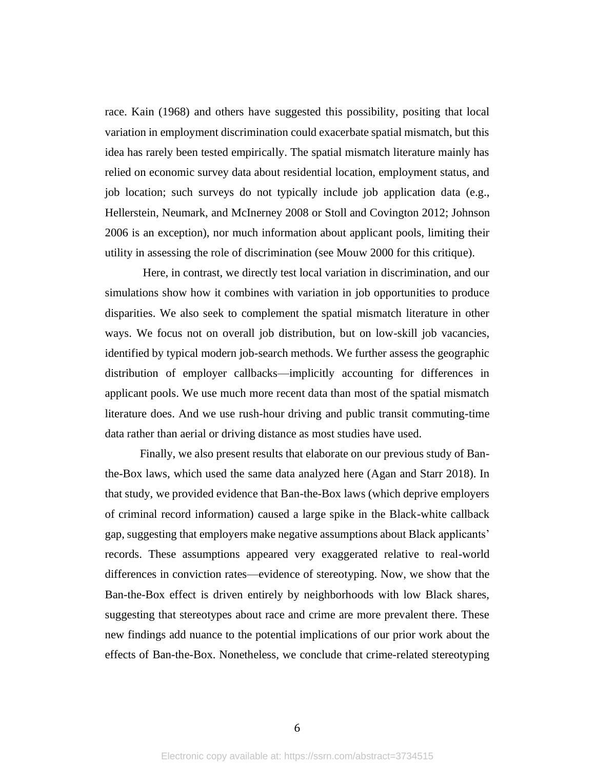race. Kain (1968) and others have suggested this possibility, positing that local variation in employment discrimination could exacerbate spatial mismatch, but this idea has rarely been tested empirically. The spatial mismatch literature mainly has relied on economic survey data about residential location, employment status, and job location; such surveys do not typically include job application data (e.g., Hellerstein, Neumark, and McInerney 2008 or Stoll and Covington 2012; Johnson 2006 is an exception), nor much information about applicant pools, limiting their utility in assessing the role of discrimination (see Mouw 2000 for this critique).

Here, in contrast, we directly test local variation in discrimination, and our simulations show how it combines with variation in job opportunities to produce disparities. We also seek to complement the spatial mismatch literature in other ways. We focus not on overall job distribution, but on low-skill job vacancies, identified by typical modern job-search methods. We further assess the geographic distribution of employer callbacks—implicitly accounting for differences in applicant pools. We use much more recent data than most of the spatial mismatch literature does. And we use rush-hour driving and public transit commuting-time data rather than aerial or driving distance as most studies have used.

Finally, we also present results that elaborate on our previous study of Ban-the-Box laws, which used the same data analyzed here (Agan and Starr 2018). In that study, we provided evidence that Ban-the-Box laws (which deprive employers of criminal record information) caused a large spike in the Black-white callback gap, suggesting that employers make negative assumptions about Black applicants' records. These assumptions appeared very exaggerated relative to real-world differences in conviction rates—evidence of stereotyping. Now, we show that the Ban-the-Box effect is driven entirely by neighborhoods with low Black shares, suggesting that stereotypes about race and crime are more prevalent there. These new findings add nuance to the potential implications of our prior work about the effects of Ban-the-Box. Nonetheless, we conclude that crime-related stereotyping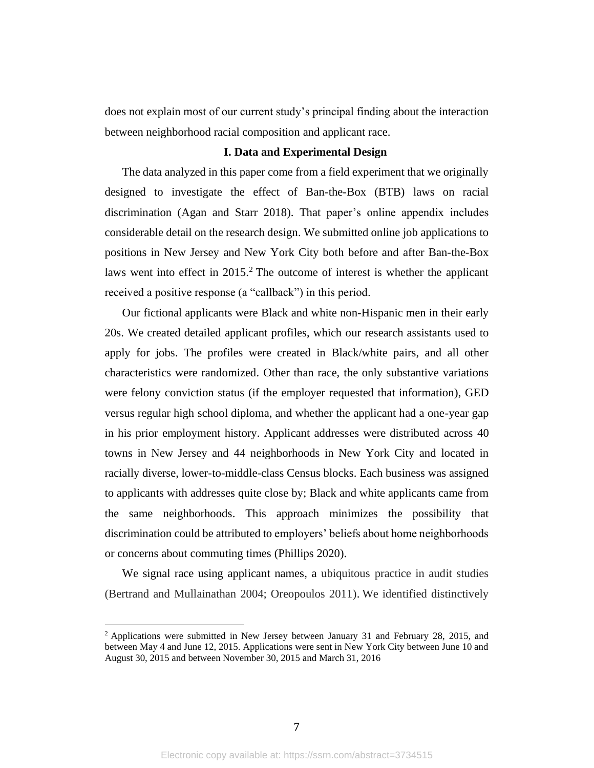does not explain most of our current study's principal finding about the interaction between neighborhood racial composition and applicant race.

## I. Data and Experimental Design

The data analyzed in this paper come from a field experiment that we originally designed to investigate the effect of Ban-the-Box (BTB) laws on racial discrimination (Agan and Starr 2018). That paper's online appendix includes considerable detail on the research design. We submitted online job applications to positions in New Jersey and New York City both before and after Ban-the-Box laws went into effect in 2015.[2] The outcome of interest is whether the applicant received a positive response (a "callback") in this period.

Our fictional applicants were Black and white non-Hispanic men in their early 20s. We created detailed applicant profiles, which our research assistants used to apply for jobs. The profiles were created in Black/white pairs, and all other characteristics were randomized. Other than race, the only substantive variations were felony conviction status (if the employer requested that information), GED versus regular high school diploma, and whether the applicant had a one-year gap in his prior employment history. Applicant addresses were distributed across 40 towns in New Jersey and 44 neighborhoods in New York City and located in racially diverse, lower-to-middle-class Census blocks. Each business was assigned to applicants with addresses quite close by; Black and white applicants came from the same neighborhoods. This approach minimizes the possibility that discrimination could be attributed to employers' beliefs about home neighborhoods or concerns about commuting times (Phillips 2020).

We signal race using applicant names, a ubiquitous practice in audit studies (Bertrand and Mullainathan 2004; Oreopoulos 2011). We identified distinctively

[2] Applications were submitted in New Jersey between January 31 and February 28, 2015, and between May 4 and June 12, 2015. Applications were sent in New York City between June 10 and August 30, 2015 and between November 30, 2015 and March 31, 2016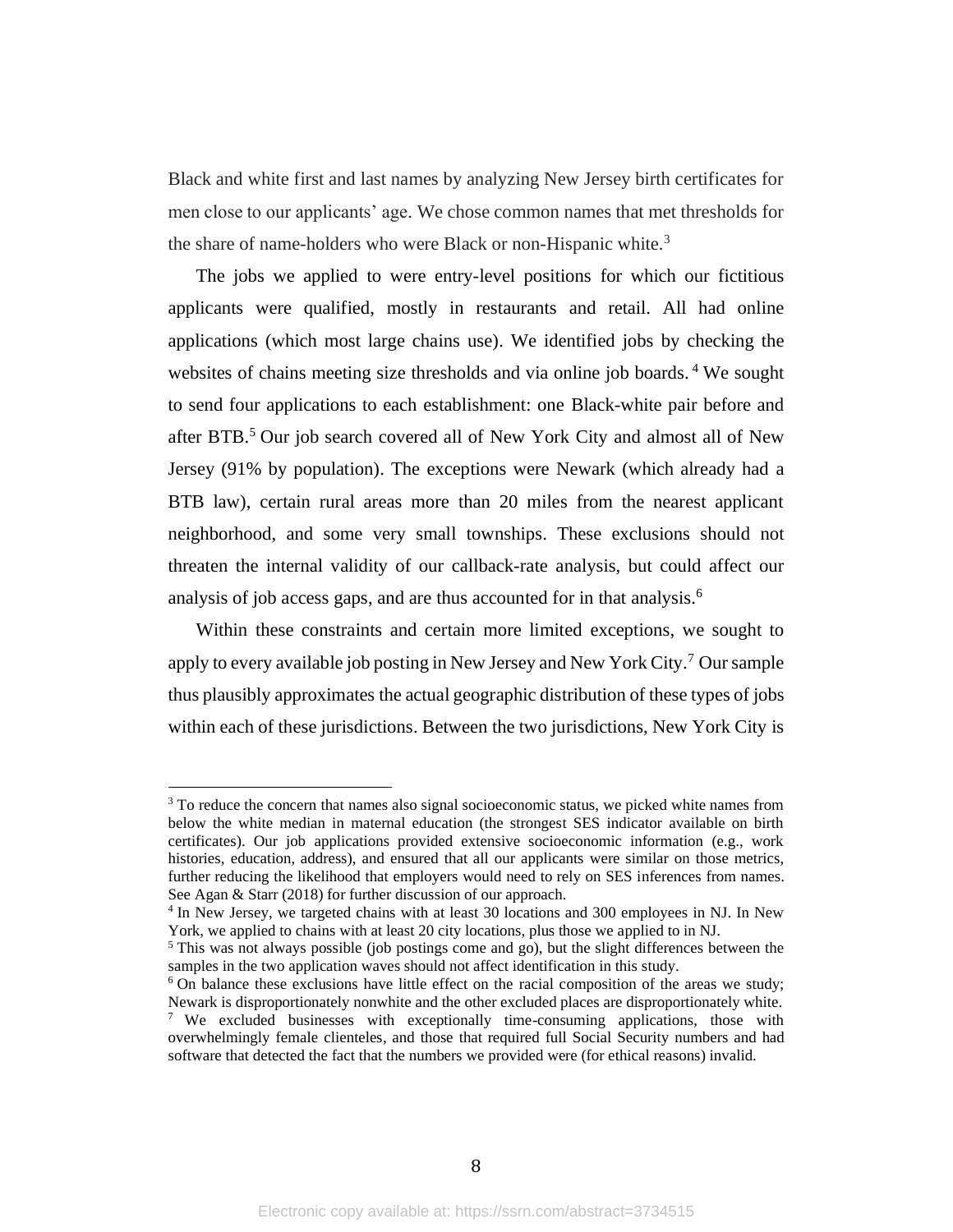Black and white first and last names by analyzing New Jersey birth certificates for men close to our applicants' age. We chose common names that met thresholds for the share of name-holders who were Black or non-Hispanic white.[3]

The jobs we applied to were entry-level positions for which our fictitious applicants were qualified, mostly in restaurants and retail. All had online applications (which most large chains use). We identified jobs by checking the websites of chains meeting size thresholds and via online job boards.[4] We sought to send four applications to each establishment: one Black-white pair before and after BTB.[5] Our job search covered all of New York City and almost all of New Jersey (91% by population). The exceptions were Newark (which already had a BTB law), certain rural areas more than 20 miles from the nearest applicant neighborhood, and some very small townships. These exclusions should not threaten the internal validity of our callback-rate analysis, but could affect our analysis of job access gaps, and are thus accounted for in that analysis.[6]

Within these constraints and certain more limited exceptions, we sought to apply to every available job posting in New Jersey and New York City.[7] Our sample thus plausibly approximates the actual geographic distribution of these types of jobs within each of these jurisdictions. Between the two jurisdictions, New York City is

---

[3] To reduce the concern that names also signal socioeconomic status, we picked white names from below the white median in maternal education (the strongest SES indicator available on birth certificates). Our job applications provided extensive socioeconomic information (e.g., work histories, education, address), and ensured that all our applicants were similar on those metrics, further reducing the likelihood that employers would need to rely on SES inferences from names. See Agan & Starr (2018) for further discussion of our approach.

[4] In New Jersey, we targeted chains with at least 30 locations and 300 employees in NJ. In New York, we applied to chains with at least 20 city locations, plus those we applied to in NJ.

[5] This was not always possible (job postings come and go), but the slight differences between the samples in the two application waves should not affect identification in this study.

[6] On balance these exclusions have little effect on the racial composition of the areas we study; Newark is disproportionately nonwhite and the other excluded places are disproportionately white.

[7] We excluded businesses with exceptionally time-consuming applications, those with overwhelmingly female clienteles, and those that required full Social Security numbers and had software that detected the fact that the numbers we provided were (for ethical reasons) invalid.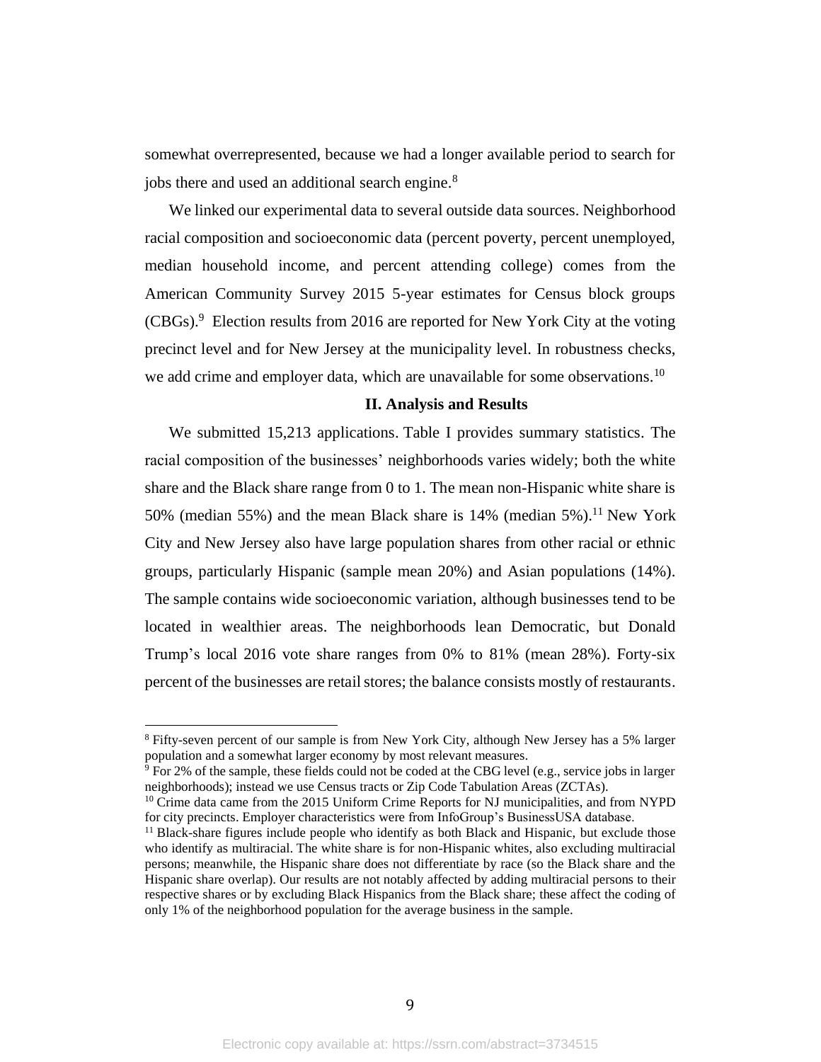somewhat overrepresented, because we had a longer available period to search for jobs there and used an additional search engine.[8]

We linked our experimental data to several outside data sources. Neighborhood racial composition and socioeconomic data (percent poverty, percent unemployed, median household income, and percent attending college) comes from the American Community Survey 2015 5-year estimates for Census block groups (CBGs).[9] Election results from 2016 are reported for New York City at the voting precinct level and for New Jersey at the municipality level. In robustness checks, we add crime and employer data, which are unavailable for some observations.[10]

## II. Analysis and Results

We submitted 15,213 applications. Table I provides summary statistics. The racial composition of the businesses' neighborhoods varies widely; both the white share and the Black share range from 0 to 1. The mean non-Hispanic white share is 50% (median 55%) and the mean Black share is 14% (median 5%).[11] New York City and New Jersey also have large population shares from other racial or ethnic groups, particularly Hispanic (sample mean 20%) and Asian populations (14%). The sample contains wide socioeconomic variation, although businesses tend to be located in wealthier areas. The neighborhoods lean Democratic, but Donald Trump's local 2016 vote share ranges from 0% to 81% (mean 28%). Forty-six percent of the businesses are retail stores; the balance consists mostly of restaurants.

---

[8] Fifty-seven percent of our sample is from New York City, although New Jersey has a 5% larger population and a somewhat larger economy by most relevant measures.

[9] For 2% of the sample, these fields could not be coded at the CBG level (e.g., service jobs in larger neighborhoods); instead we use Census tracts or Zip Code Tabulation Areas (ZCTAs).

[10] Crime data came from the 2015 Uniform Crime Reports for NJ municipalities, and from NYPD for city precincts. Employer characteristics were from InfoGroup's BusinessUSA database.

[11] Black-share figures include people who identify as both Black and Hispanic, but exclude those who identify as multiracial. The white share is for non-Hispanic whites, also excluding multiracial persons; meanwhile, the Hispanic share does not differentiate by race (so the Black share and the Hispanic share overlap). Our results are not notably affected by adding multiracial persons to their respective shares or by excluding Black Hispanics from the Black share; these affect the coding of only 1% of the neighborhood population for the average business in the sample.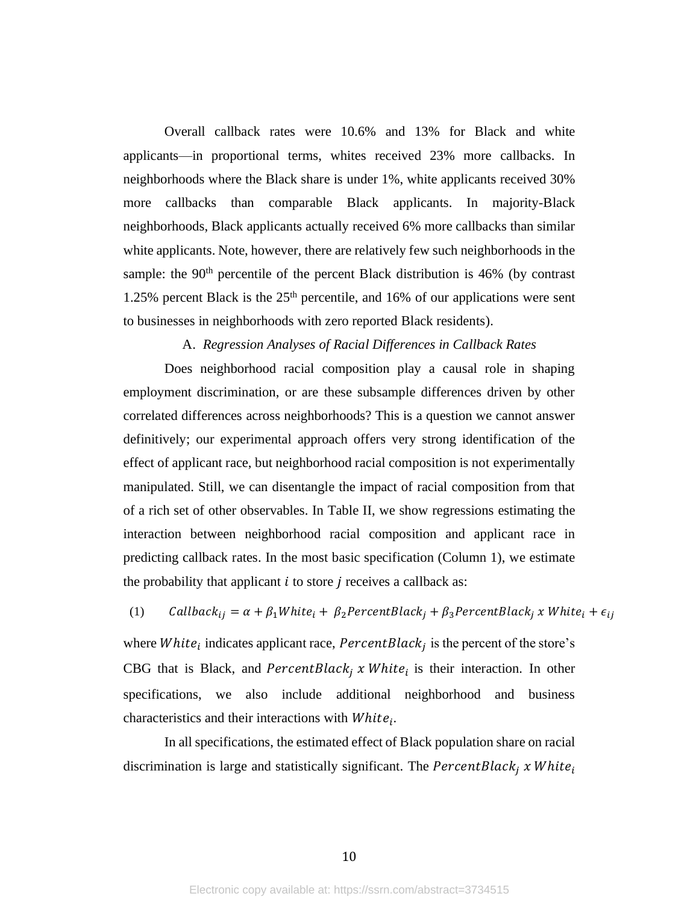Overall callback rates were 10.6% and 13% for Black and white applicants—in proportional terms, whites received 23% more callbacks. In neighborhoods where the Black share is under 1%, white applicants received 30% more callbacks than comparable Black applicants. In majority-Black neighborhoods, Black applicants actually received 6% more callbacks than similar white applicants. Note, however, there are relatively few such neighborhoods in the sample: the 90th percentile of the percent Black distribution is 46% (by contrast 1.25% percent Black is the 25th percentile, and 16% of our applications were sent to businesses in neighborhoods with zero reported Black residents).

### A. *Regression Analyses of Racial Differences in Callback Rates*

Does neighborhood racial composition play a causal role in shaping employment discrimination, or are these subsample differences driven by other correlated differences across neighborhoods? This is a question we cannot answer definitively; our experimental approach offers very strong identification of the effect of applicant race, but neighborhood racial composition is not experimentally manipulated. Still, we can disentangle the impact of racial composition from that of a rich set of other observables. In Table II, we show regressions estimating the interaction between neighborhood racial composition and applicant race in predicting callback rates. In the most basic specification (Column 1), we estimate the probability that applicant $i$ to store $j$ receives a callback as:

$$Callback_{ij} = \alpha + \beta_1 White_i + \beta_2 PercentBlack_j + \beta_3 PercentBlack_j \ x \ White_i + \epsilon_{ij} \quad (1)$$

where $White_i$ indicates applicant race, $PercentBlack_j$ is the percent of the store's CBG that is Black, and $PercentBlack_j \ x \ White_i$ is their interaction. In other specifications, we also include additional neighborhood and business characteristics and their interactions with $White_i$.

In all specifications, the estimated effect of Black population share on racial discrimination is large and statistically significant. The $PercentBlack_j \ x \ White_i$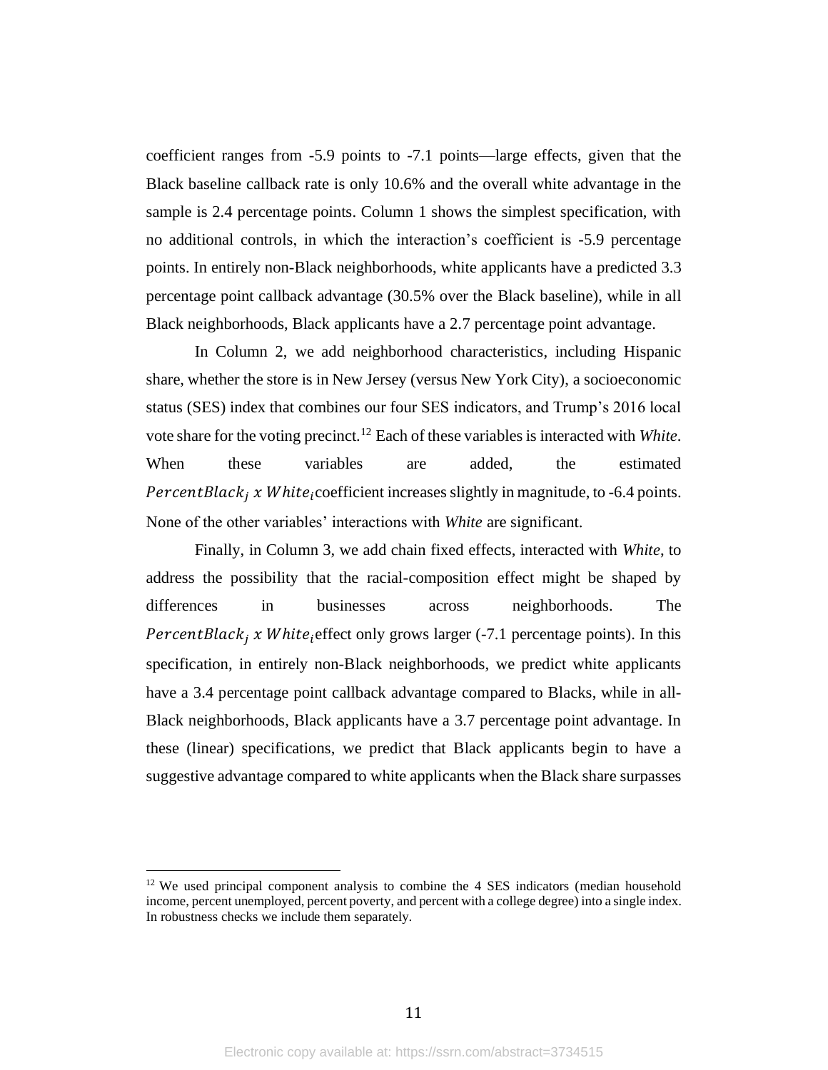coefficient ranges from -5.9 points to -7.1 points—large effects, given that the Black baseline callback rate is only 10.6% and the overall white advantage in the sample is 2.4 percentage points. Column 1 shows the simplest specification, with no additional controls, in which the interaction's coefficient is -5.9 percentage points. In entirely non-Black neighborhoods, white applicants have a predicted 3.3 percentage point callback advantage (30.5% over the Black baseline), while in all Black neighborhoods, Black applicants have a 2.7 percentage point advantage.

In Column 2, we add neighborhood characteristics, including Hispanic share, whether the store is in New Jersey (versus New York City), a socioeconomic status (SES) index that combines our four SES indicators, and Trump's 2016 local vote share for the voting precinct.[12] Each of these variables is interacted with *White*. When these variables are added, the estimated $PercentBlack_j \; x \; White_i$ coefficient increases slightly in magnitude, to -6.4 points. None of the other variables' interactions with *White* are significant.

Finally, in Column 3, we add chain fixed effects, interacted with *White*, to address the possibility that the racial-composition effect might be shaped by differences in businesses across neighborhoods. The $PercentBlack_j \; x \; White_i$ effect only grows larger (-7.1 percentage points). In this specification, in entirely non-Black neighborhoods, we predict white applicants have a 3.4 percentage point callback advantage compared to Blacks, while in all-Black neighborhoods, Black applicants have a 3.7 percentage point advantage. In these (linear) specifications, we predict that Black applicants begin to have a suggestive advantage compared to white applicants when the Black share surpasses

[12] We used principal component analysis to combine the 4 SES indicators (median household income, percent unemployed, percent poverty, and percent with a college degree) into a single index. In robustness checks we include them separately.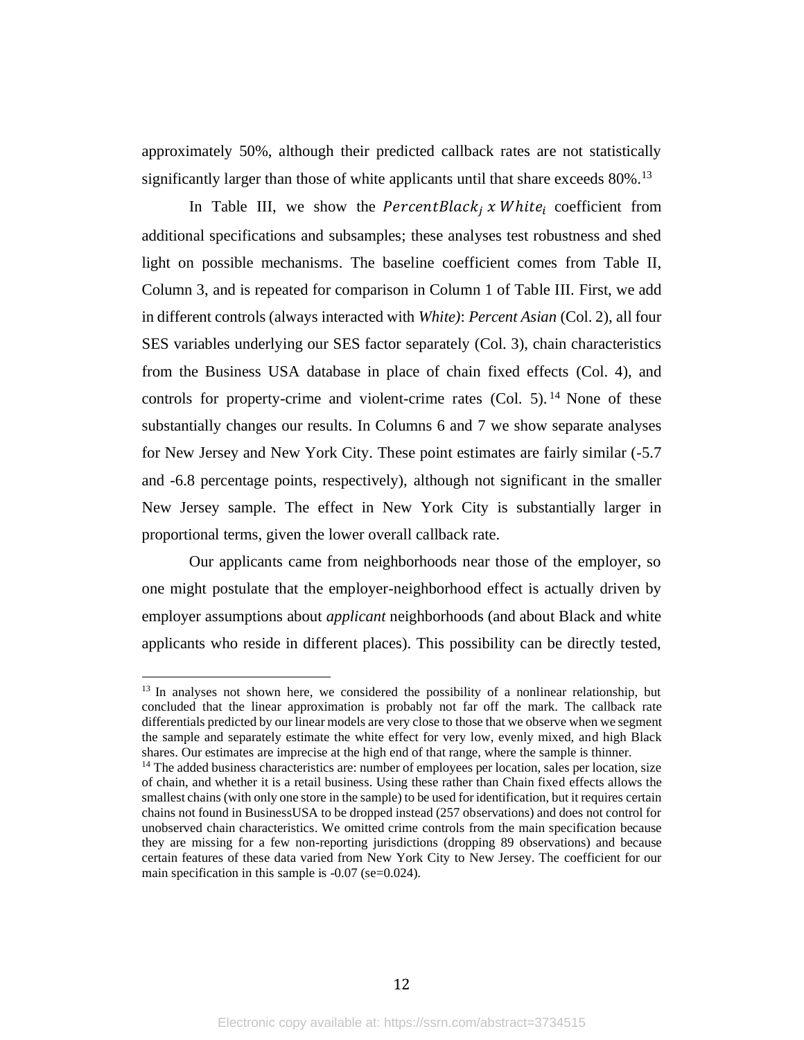approximately 50%, although their predicted callback rates are not statistically significantly larger than those of white applicants until that share exceeds 80%.[13]

In Table III, we show the $PercentBlack_j \; x \; White_i$ coefficient from additional specifications and subsamples; these analyses test robustness and shed light on possible mechanisms. The baseline coefficient comes from Table II, Column 3, and is repeated for comparison in Column 1 of Table III. First, we add in different controls (always interacted with *White)*: *Percent Asian* (Col. 2), all four SES variables underlying our SES factor separately (Col. 3), chain characteristics from the Business USA database in place of chain fixed effects (Col. 4), and controls for property-crime and violent-crime rates (Col. 5).[14] None of these substantially changes our results. In Columns 6 and 7 we show separate analyses for New Jersey and New York City. These point estimates are fairly similar (-5.7 and -6.8 percentage points, respectively), although not significant in the smaller New Jersey sample. The effect in New York City is substantially larger in proportional terms, given the lower overall callback rate.

Our applicants came from neighborhoods near those of the employer, so one might postulate that the employer-neighborhood effect is actually driven by employer assumptions about *applicant* neighborhoods (and about Black and white applicants who reside in different places). This possibility can be directly tested,

---

[13] In analyses not shown here, we considered the possibility of a nonlinear relationship, but concluded that the linear approximation is probably not far off the mark. The callback rate differentials predicted by our linear models are very close to those that we observe when we segment the sample and separately estimate the white effect for very low, evenly mixed, and high Black shares. Our estimates are imprecise at the high end of that range, where the sample is thinner.

[14] The added business characteristics are: number of employees per location, sales per location, size of chain, and whether it is a retail business. Using these rather than Chain fixed effects allows the smallest chains (with only one store in the sample) to be used for identification, but it requires certain chains not found in BusinessUSA to be dropped instead (257 observations) and does not control for unobserved chain characteristics. We omitted crime controls from the main specification because they are missing for a few non-reporting jurisdictions (dropping 89 observations) and because certain features of these data varied from New York City to New Jersey. The coefficient for our main specification in this sample is -0.07 (se=0.024).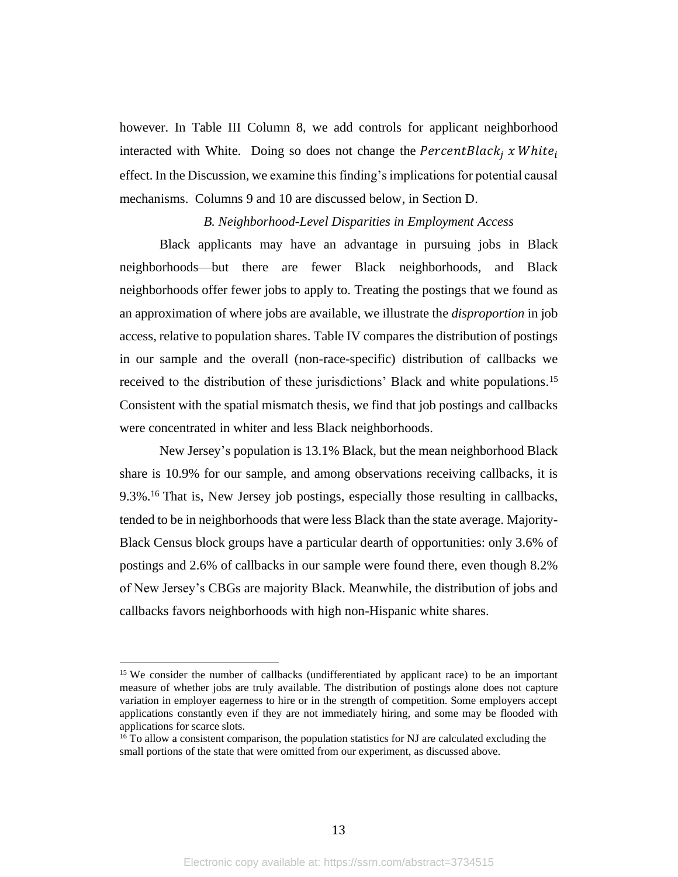however. In Table III Column 8, we add controls for applicant neighborhood interacted with White. Doing so does not change the $PercentBlack_j \ x \ White_i$ effect. In the Discussion, we examine this finding's implications for potential causal mechanisms. Columns 9 and 10 are discussed below, in Section D.

### *B. Neighborhood-Level Disparities in Employment Access*

Black applicants may have an advantage in pursuing jobs in Black neighborhoods—but there are fewer Black neighborhoods, and Black neighborhoods offer fewer jobs to apply to. Treating the postings that we found as an approximation of where jobs are available, we illustrate the *disproportion* in job access, relative to population shares. Table IV compares the distribution of postings in our sample and the overall (non-race-specific) distribution of callbacks we received to the distribution of these jurisdictions' Black and white populations.[15] Consistent with the spatial mismatch thesis, we find that job postings and callbacks were concentrated in whiter and less Black neighborhoods.

New Jersey's population is 13.1% Black, but the mean neighborhood Black share is 10.9% for our sample, and among observations receiving callbacks, it is 9.3%.[16] That is, New Jersey job postings, especially those resulting in callbacks, tended to be in neighborhoods that were less Black than the state average. Majority-Black Census block groups have a particular dearth of opportunities: only 3.6% of postings and 2.6% of callbacks in our sample were found there, even though 8.2% of New Jersey's CBGs are majority Black. Meanwhile, the distribution of jobs and callbacks favors neighborhoods with high non-Hispanic white shares.

---

[15] We consider the number of callbacks (undifferentiated by applicant race) to be an important measure of whether jobs are truly available. The distribution of postings alone does not capture variation in employer eagerness to hire or in the strength of competition. Some employers accept applications constantly even if they are not immediately hiring, and some may be flooded with applications for scarce slots.

[16] To allow a consistent comparison, the population statistics for NJ are calculated excluding the small portions of the state that were omitted from our experiment, as discussed above.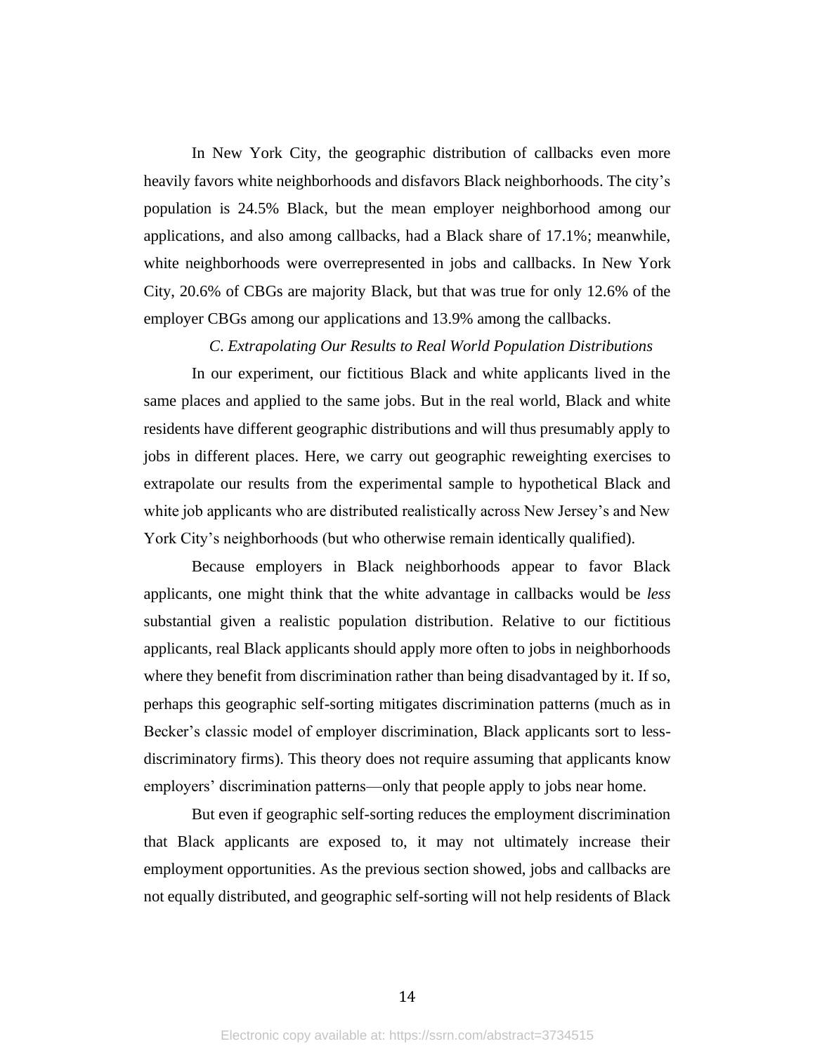In New York City, the geographic distribution of callbacks even more heavily favors white neighborhoods and disfavors Black neighborhoods. The city's population is 24.5% Black, but the mean employer neighborhood among our applications, and also among callbacks, had a Black share of 17.1%; meanwhile, white neighborhoods were overrepresented in jobs and callbacks. In New York City, 20.6% of CBGs are majority Black, but that was true for only 12.6% of the employer CBGs among our applications and 13.9% among the callbacks.

### *C. Extrapolating Our Results to Real World Population Distributions*

In our experiment, our fictitious Black and white applicants lived in the same places and applied to the same jobs. But in the real world, Black and white residents have different geographic distributions and will thus presumably apply to jobs in different places. Here, we carry out geographic reweighting exercises to extrapolate our results from the experimental sample to hypothetical Black and white job applicants who are distributed realistically across New Jersey's and New York City's neighborhoods (but who otherwise remain identically qualified).

Because employers in Black neighborhoods appear to favor Black applicants, one might think that the white advantage in callbacks would be *less* substantial given a realistic population distribution. Relative to our fictitious applicants, real Black applicants should apply more often to jobs in neighborhoods where they benefit from discrimination rather than being disadvantaged by it. If so, perhaps this geographic self-sorting mitigates discrimination patterns (much as in Becker's classic model of employer discrimination, Black applicants sort to less-discriminatory firms). This theory does not require assuming that applicants know employers' discrimination patterns—only that people apply to jobs near home.

But even if geographic self-sorting reduces the employment discrimination that Black applicants are exposed to, it may not ultimately increase their employment opportunities. As the previous section showed, jobs and callbacks are not equally distributed, and geographic self-sorting will not help residents of Black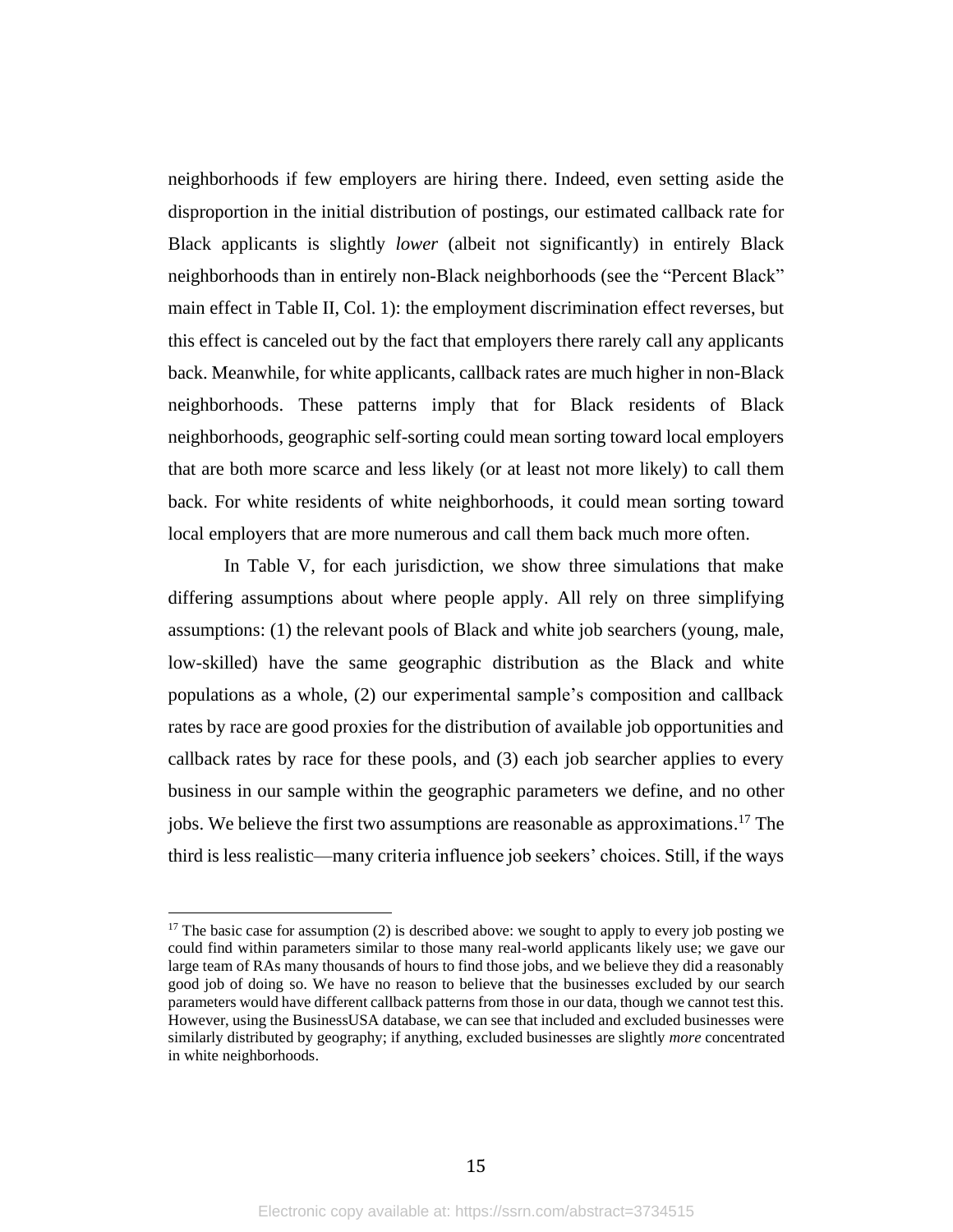neighborhoods if few employers are hiring there. Indeed, even setting aside the disproportion in the initial distribution of postings, our estimated callback rate for Black applicants is slightly *lower* (albeit not significantly) in entirely Black neighborhoods than in entirely non-Black neighborhoods (see the "Percent Black" main effect in Table II, Col. 1): the employment discrimination effect reverses, but this effect is canceled out by the fact that employers there rarely call any applicants back. Meanwhile, for white applicants, callback rates are much higher in non-Black neighborhoods. These patterns imply that for Black residents of Black neighborhoods, geographic self-sorting could mean sorting toward local employers that are both more scarce and less likely (or at least not more likely) to call them back. For white residents of white neighborhoods, it could mean sorting toward local employers that are more numerous and call them back much more often.

In Table V, for each jurisdiction, we show three simulations that make differing assumptions about where people apply. All rely on three simplifying assumptions: (1) the relevant pools of Black and white job searchers (young, male, low-skilled) have the same geographic distribution as the Black and white populations as a whole, (2) our experimental sample's composition and callback rates by race are good proxies for the distribution of available job opportunities and callback rates by race for these pools, and (3) each job searcher applies to every business in our sample within the geographic parameters we define, and no other jobs. We believe the first two assumptions are reasonable as approximations.[17] The third is less realistic—many criteria influence job seekers' choices. Still, if the ways

[17] The basic case for assumption (2) is described above: we sought to apply to every job posting we could find within parameters similar to those many real-world applicants likely use; we gave our large team of RAs many thousands of hours to find those jobs, and we believe they did a reasonably good job of doing so. We have no reason to believe that the businesses excluded by our search parameters would have different callback patterns from those in our data, though we cannot test this. However, using the BusinessUSA database, we can see that included and excluded businesses were similarly distributed by geography; if anything, excluded businesses are slightly *more* concentrated in white neighborhoods.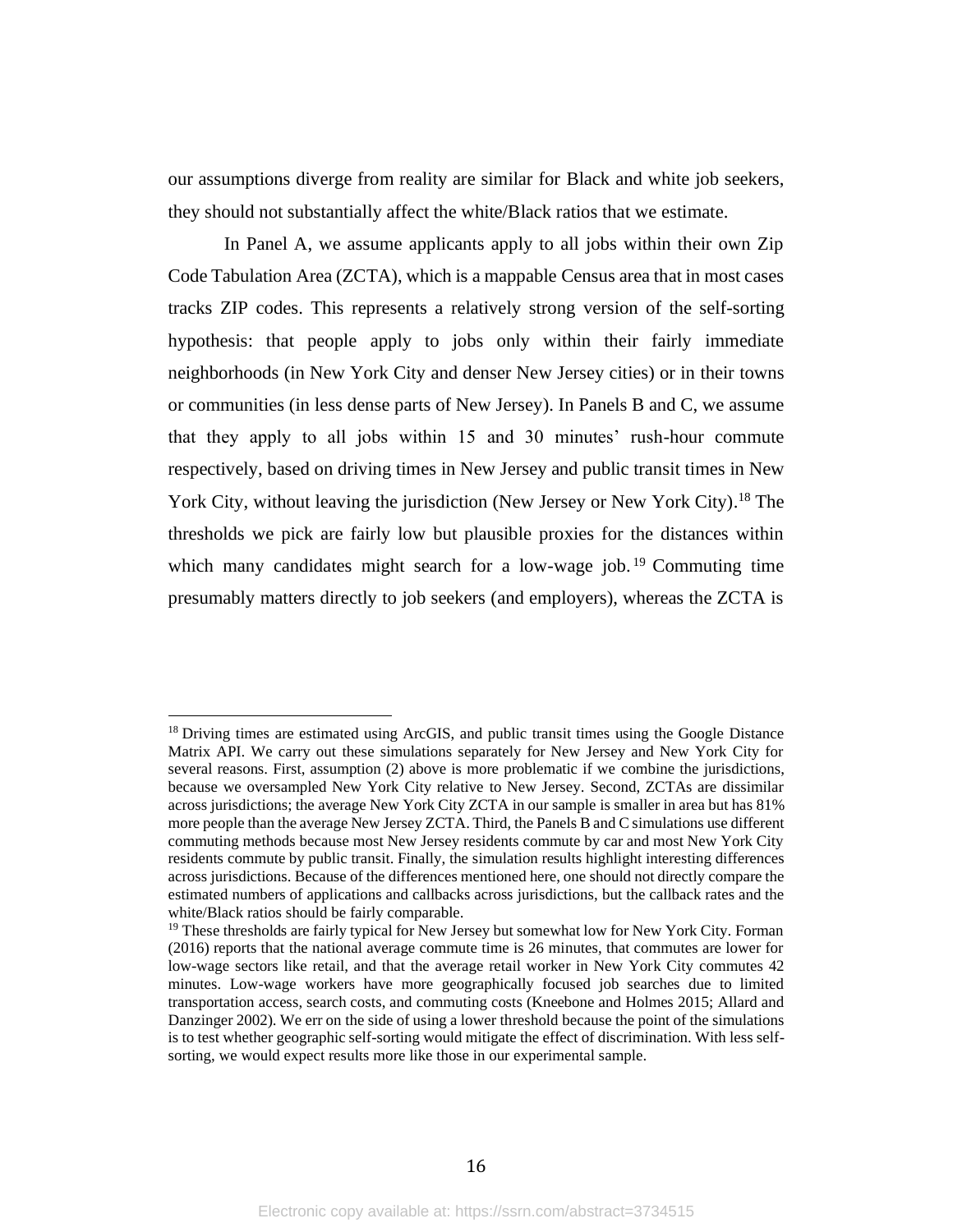our assumptions diverge from reality are similar for Black and white job seekers, they should not substantially affect the white/Black ratios that we estimate.

In Panel A, we assume applicants apply to all jobs within their own Zip Code Tabulation Area (ZCTA), which is a mappable Census area that in most cases tracks ZIP codes. This represents a relatively strong version of the self-sorting hypothesis: that people apply to jobs only within their fairly immediate neighborhoods (in New York City and denser New Jersey cities) or in their towns or communities (in less dense parts of New Jersey). In Panels B and C, we assume that they apply to all jobs within 15 and 30 minutes' rush-hour commute respectively, based on driving times in New Jersey and public transit times in New York City, without leaving the jurisdiction (New Jersey or New York City).[18] The thresholds we pick are fairly low but plausible proxies for the distances within which many candidates might search for a low-wage job.[19] Commuting time presumably matters directly to job seekers (and employers), whereas the ZCTA is

[18] Driving times are estimated using ArcGIS, and public transit times using the Google Distance Matrix API. We carry out these simulations separately for New Jersey and New York City for several reasons. First, assumption (2) above is more problematic if we combine the jurisdictions, because we oversampled New York City relative to New Jersey. Second, ZCTAs are dissimilar across jurisdictions; the average New York City ZCTA in our sample is smaller in area but has 81% more people than the average New Jersey ZCTA. Third, the Panels B and C simulations use different commuting methods because most New Jersey residents commute by car and most New York City residents commute by public transit. Finally, the simulation results highlight interesting differences across jurisdictions. Because of the differences mentioned here, one should not directly compare the estimated numbers of applications and callbacks across jurisdictions, but the callback rates and the white/Black ratios should be fairly comparable.

[19] These thresholds are fairly typical for New Jersey but somewhat low for New York City. Forman (2016) reports that the national average commute time is 26 minutes, that commutes are lower for low-wage sectors like retail, and that the average retail worker in New York City commutes 42 minutes. Low-wage workers have more geographically focused job searches due to limited transportation access, search costs, and commuting costs (Kneebone and Holmes 2015; Allard and Danzinger 2002). We err on the side of using a lower threshold because the point of the simulations is to test whether geographic self-sorting would mitigate the effect of discrimination. With less self-sorting, we would expect results more like those in our experimental sample.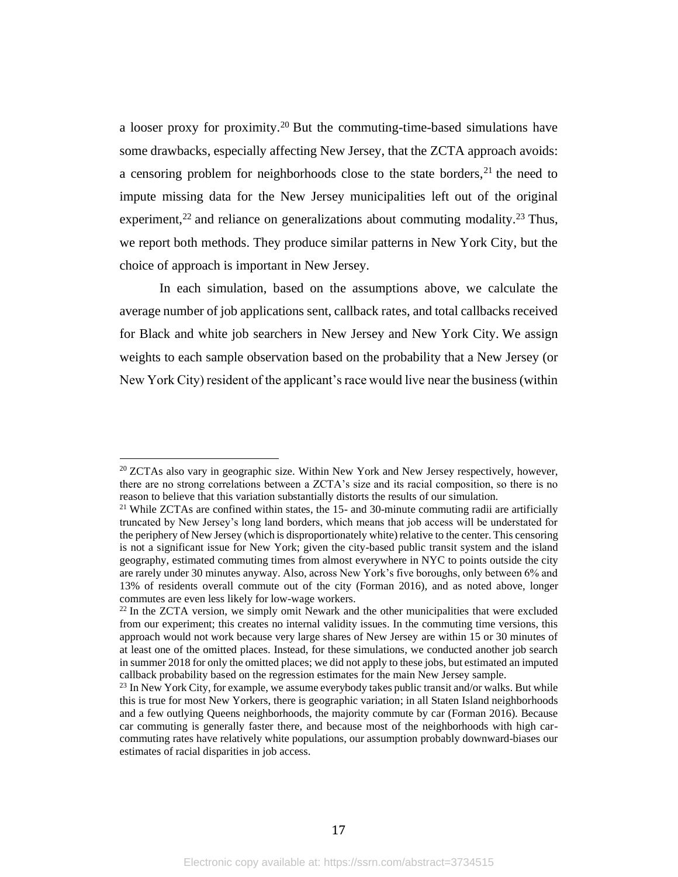a looser proxy for proximity.[20] But the commuting-time-based simulations have some drawbacks, especially affecting New Jersey, that the ZCTA approach avoids: a censoring problem for neighborhoods close to the state borders,[21] the need to impute missing data for the New Jersey municipalities left out of the original experiment,[22] and reliance on generalizations about commuting modality.[23] Thus, we report both methods. They produce similar patterns in New York City, but the choice of approach is important in New Jersey.

In each simulation, based on the assumptions above, we calculate the average number of job applications sent, callback rates, and total callbacks received for Black and white job searchers in New Jersey and New York City. We assign weights to each sample observation based on the probability that a New Jersey (or New York City) resident of the applicant's race would live near the business (within

---

[20] ZCTAs also vary in geographic size. Within New York and New Jersey respectively, however, there are no strong correlations between a ZCTA's size and its racial composition, so there is no reason to believe that this variation substantially distorts the results of our simulation.

[21] While ZCTAs are confined within states, the 15- and 30-minute commuting radii are artificially truncated by New Jersey's long land borders, which means that job access will be understated for the periphery of New Jersey (which is disproportionately white) relative to the center. This censoring is not a significant issue for New York; given the city-based public transit system and the island geography, estimated commuting times from almost everywhere in NYC to points outside the city are rarely under 30 minutes anyway. Also, across New York's five boroughs, only between 6% and 13% of residents overall commute out of the city (Forman 2016), and as noted above, longer commutes are even less likely for low-wage workers.

[22] In the ZCTA version, we simply omit Newark and the other municipalities that were excluded from our experiment; this creates no internal validity issues. In the commuting time versions, this approach would not work because very large shares of New Jersey are within 15 or 30 minutes of at least one of the omitted places. Instead, for these simulations, we conducted another job search in summer 2018 for only the omitted places; we did not apply to these jobs, but estimated an imputed callback probability based on the regression estimates for the main New Jersey sample.

[23] In New York City, for example, we assume everybody takes public transit and/or walks. But while this is true for most New Yorkers, there is geographic variation; in all Staten Island neighborhoods and a few outlying Queens neighborhoods, the majority commute by car (Forman 2016). Because car commuting is generally faster there, and because most of the neighborhoods with high car-commuting rates have relatively white populations, our assumption probably downward-biases our estimates of racial disparities in job access.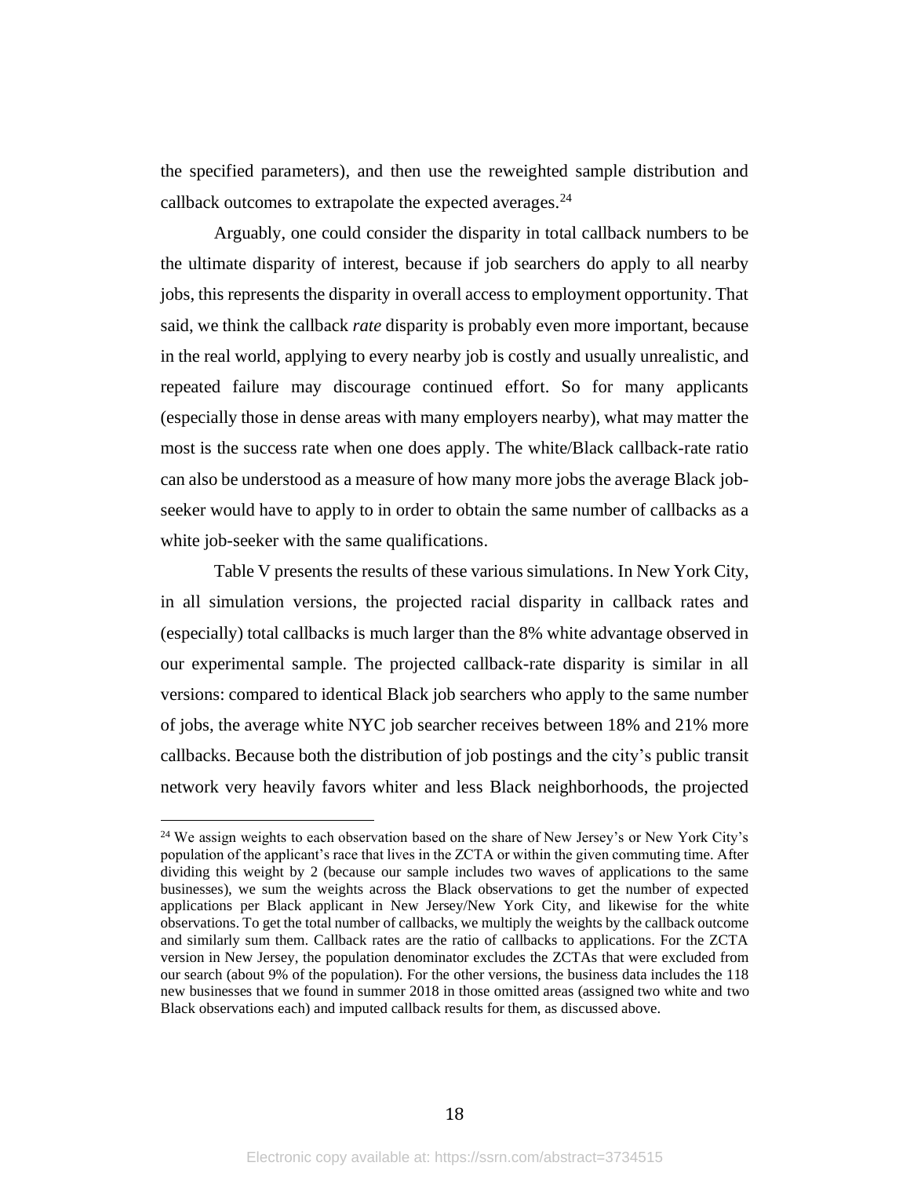the specified parameters), and then use the reweighted sample distribution and callback outcomes to extrapolate the expected averages.[24]

Arguably, one could consider the disparity in total callback numbers to be the ultimate disparity of interest, because if job searchers do apply to all nearby jobs, this represents the disparity in overall access to employment opportunity. That said, we think the callback *rate* disparity is probably even more important, because in the real world, applying to every nearby job is costly and usually unrealistic, and repeated failure may discourage continued effort. So for many applicants (especially those in dense areas with many employers nearby), what may matter the most is the success rate when one does apply. The white/Black callback-rate ratio can also be understood as a measure of how many more jobs the average Black job-seeker would have to apply to in order to obtain the same number of callbacks as a white job-seeker with the same qualifications.

Table V presents the results of these various simulations. In New York City, in all simulation versions, the projected racial disparity in callback rates and (especially) total callbacks is much larger than the 8% white advantage observed in our experimental sample. The projected callback-rate disparity is similar in all versions: compared to identical Black job searchers who apply to the same number of jobs, the average white NYC job searcher receives between 18% and 21% more callbacks. Because both the distribution of job postings and the city's public transit network very heavily favors whiter and less Black neighborhoods, the projected

[24] We assign weights to each observation based on the share of New Jersey's or New York City's population of the applicant's race that lives in the ZCTA or within the given commuting time. After dividing this weight by 2 (because our sample includes two waves of applications to the same businesses), we sum the weights across the Black observations to get the number of expected applications per Black applicant in New Jersey/New York City, and likewise for the white observations. To get the total number of callbacks, we multiply the weights by the callback outcome and similarly sum them. Callback rates are the ratio of callbacks to applications. For the ZCTA version in New Jersey, the population denominator excludes the ZCTAs that were excluded from our search (about 9% of the population). For the other versions, the business data includes the 118 new businesses that we found in summer 2018 in those omitted areas (assigned two white and two Black observations each) and imputed callback results for them, as discussed above.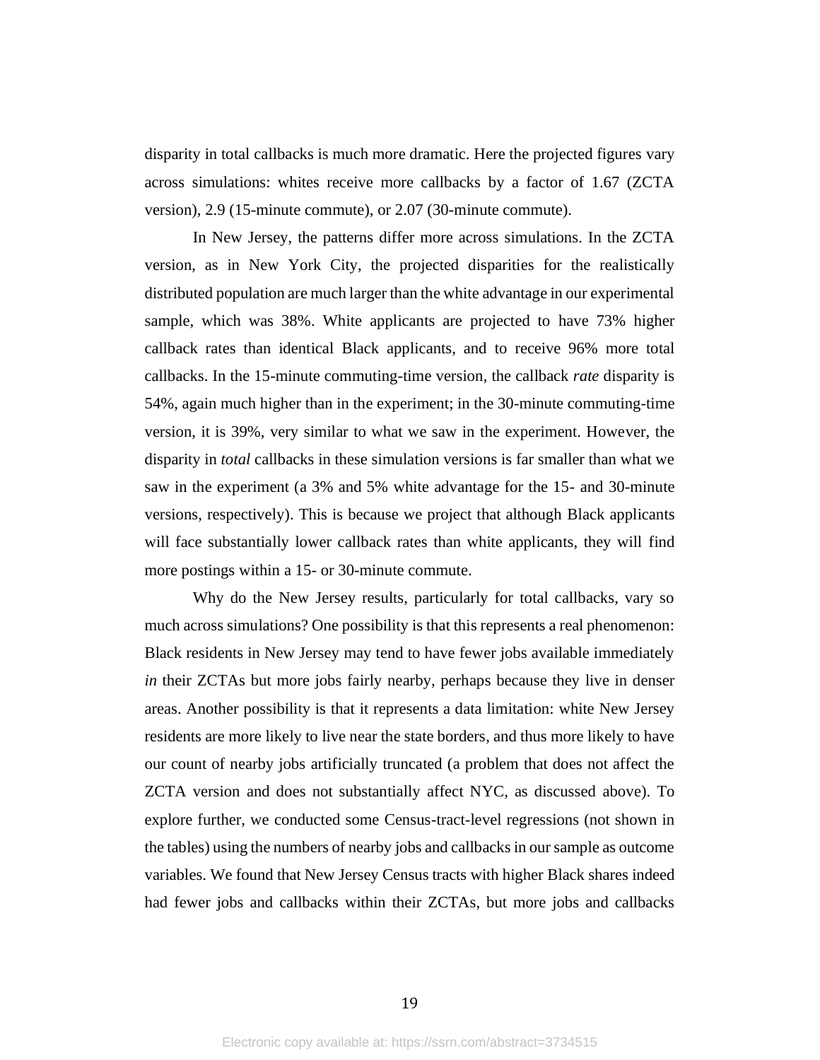disparity in total callbacks is much more dramatic. Here the projected figures vary across simulations: whites receive more callbacks by a factor of 1.67 (ZCTA version), 2.9 (15-minute commute), or 2.07 (30-minute commute).

In New Jersey, the patterns differ more across simulations. In the ZCTA version, as in New York City, the projected disparities for the realistically distributed population are much larger than the white advantage in our experimental sample, which was 38%. White applicants are projected to have 73% higher callback rates than identical Black applicants, and to receive 96% more total callbacks. In the 15-minute commuting-time version, the callback *rate* disparity is 54%, again much higher than in the experiment; in the 30-minute commuting-time version, it is 39%, very similar to what we saw in the experiment. However, the disparity in *total* callbacks in these simulation versions is far smaller than what we saw in the experiment (a 3% and 5% white advantage for the 15- and 30-minute versions, respectively). This is because we project that although Black applicants will face substantially lower callback rates than white applicants, they will find more postings within a 15- or 30-minute commute.

Why do the New Jersey results, particularly for total callbacks, vary so much across simulations? One possibility is that this represents a real phenomenon: Black residents in New Jersey may tend to have fewer jobs available immediately *in* their ZCTAs but more jobs fairly nearby, perhaps because they live in denser areas. Another possibility is that it represents a data limitation: white New Jersey residents are more likely to live near the state borders, and thus more likely to have our count of nearby jobs artificially truncated (a problem that does not affect the ZCTA version and does not substantially affect NYC, as discussed above). To explore further, we conducted some Census-tract-level regressions (not shown in the tables) using the numbers of nearby jobs and callbacks in our sample as outcome variables. We found that New Jersey Census tracts with higher Black shares indeed had fewer jobs and callbacks within their ZCTAs, but more jobs and callbacks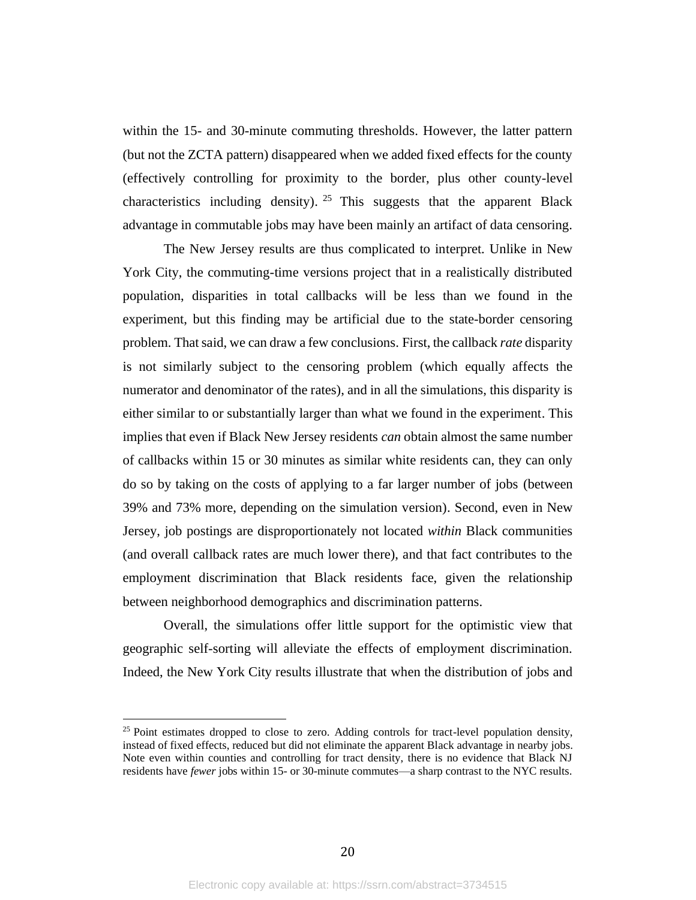within the 15- and 30-minute commuting thresholds. However, the latter pattern (but not the ZCTA pattern) disappeared when we added fixed effects for the county (effectively controlling for proximity to the border, plus other county-level characteristics including density).[25] This suggests that the apparent Black advantage in commutable jobs may have been mainly an artifact of data censoring.

The New Jersey results are thus complicated to interpret. Unlike in New York City, the commuting-time versions project that in a realistically distributed population, disparities in total callbacks will be less than we found in the experiment, but this finding may be artificial due to the state-border censoring problem. That said, we can draw a few conclusions. First, the callback *rate* disparity is not similarly subject to the censoring problem (which equally affects the numerator and denominator of the rates), and in all the simulations, this disparity is either similar to or substantially larger than what we found in the experiment. This implies that even if Black New Jersey residents *can* obtain almost the same number of callbacks within 15 or 30 minutes as similar white residents can, they can only do so by taking on the costs of applying to a far larger number of jobs (between 39% and 73% more, depending on the simulation version). Second, even in New Jersey, job postings are disproportionately not located *within* Black communities (and overall callback rates are much lower there), and that fact contributes to the employment discrimination that Black residents face, given the relationship between neighborhood demographics and discrimination patterns.

Overall, the simulations offer little support for the optimistic view that geographic self-sorting will alleviate the effects of employment discrimination. Indeed, the New York City results illustrate that when the distribution of jobs and

[25] Point estimates dropped to close to zero. Adding controls for tract-level population density, instead of fixed effects, reduced but did not eliminate the apparent Black advantage in nearby jobs. Note even within counties and controlling for tract density, there is no evidence that Black NJ residents have *fewer* jobs within 15- or 30-minute commutes—a sharp contrast to the NYC results.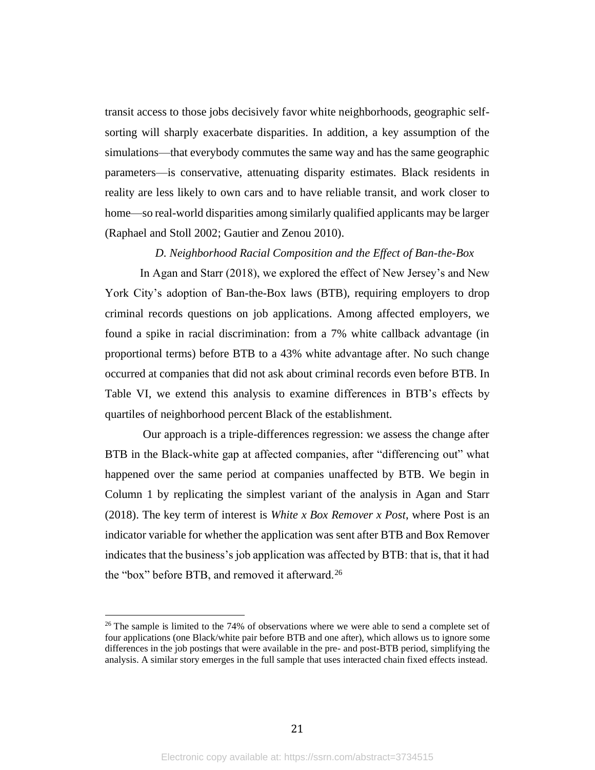transit access to those jobs decisively favor white neighborhoods, geographic self-sorting will sharply exacerbate disparities. In addition, a key assumption of the simulations—that everybody commutes the same way and has the same geographic parameters—is conservative, attenuating disparity estimates. Black residents in reality are less likely to own cars and to have reliable transit, and work closer to home—so real-world disparities among similarly qualified applicants may be larger (Raphael and Stoll 2002; Gautier and Zenou 2010).

### *D. Neighborhood Racial Composition and the Effect of Ban-the-Box*

In Agan and Starr (2018), we explored the effect of New Jersey's and New York City's adoption of Ban-the-Box laws (BTB), requiring employers to drop criminal records questions on job applications. Among affected employers, we found a spike in racial discrimination: from a 7% white callback advantage (in proportional terms) before BTB to a 43% white advantage after. No such change occurred at companies that did not ask about criminal records even before BTB. In Table VI, we extend this analysis to examine differences in BTB's effects by quartiles of neighborhood percent Black of the establishment.

Our approach is a triple-differences regression: we assess the change after BTB in the Black-white gap at affected companies, after "differencing out" what happened over the same period at companies unaffected by BTB. We begin in Column 1 by replicating the simplest variant of the analysis in Agan and Starr (2018). The key term of interest is *White x Box Remover x Post*, where Post is an indicator variable for whether the application was sent after BTB and Box Remover indicates that the business's job application was affected by BTB: that is, that it had the "box" before BTB, and removed it afterward.[26]

[26] The sample is limited to the 74% of observations where we were able to send a complete set of four applications (one Black/white pair before BTB and one after), which allows us to ignore some differences in the job postings that were available in the pre- and post-BTB period, simplifying the analysis. A similar story emerges in the full sample that uses interacted chain fixed effects instead.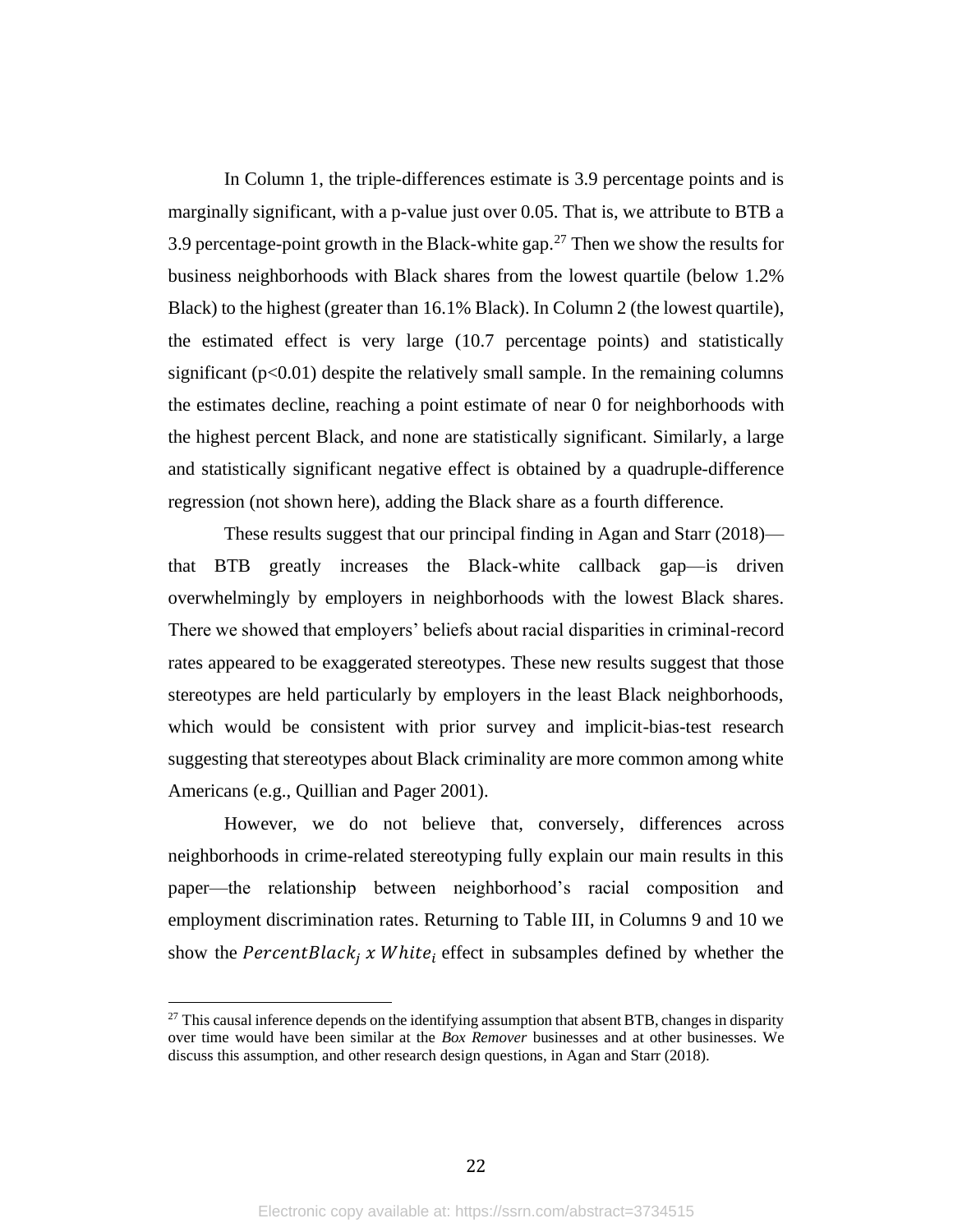In Column 1, the triple-differences estimate is 3.9 percentage points and is marginally significant, with a p-value just over 0.05. That is, we attribute to BTB a 3.9 percentage-point growth in the Black-white gap.[27] Then we show the results for business neighborhoods with Black shares from the lowest quartile (below 1.2% Black) to the highest (greater than 16.1% Black). In Column 2 (the lowest quartile), the estimated effect is very large (10.7 percentage points) and statistically significant ($p<0.01$) despite the relatively small sample. In the remaining columns the estimates decline, reaching a point estimate of near 0 for neighborhoods with the highest percent Black, and none are statistically significant. Similarly, a large and statistically significant negative effect is obtained by a quadruple-difference regression (not shown here), adding the Black share as a fourth difference.

These results suggest that our principal finding in Agan and Starr (2018)—that BTB greatly increases the Black-white callback gap—is driven overwhelmingly by employers in neighborhoods with the lowest Black shares. There we showed that employers' beliefs about racial disparities in criminal-record rates appeared to be exaggerated stereotypes. These new results suggest that those stereotypes are held particularly by employers in the least Black neighborhoods, which would be consistent with prior survey and implicit-bias-test research suggesting that stereotypes about Black criminality are more common among white Americans (e.g., Quillian and Pager 2001).

However, we do not believe that, conversely, differences across neighborhoods in crime-related stereotyping fully explain our main results in this paper—the relationship between neighborhood's racial composition and employment discrimination rates. Returning to Table III, in Columns 9 and 10 we show the $PercentBlack_j \; x \; White_i$ effect in subsamples defined by whether the

[27] This causal inference depends on the identifying assumption that absent BTB, changes in disparity over time would have been similar at the *Box Remover* businesses and at other businesses. We discuss this assumption, and other research design questions, in Agan and Starr (2018).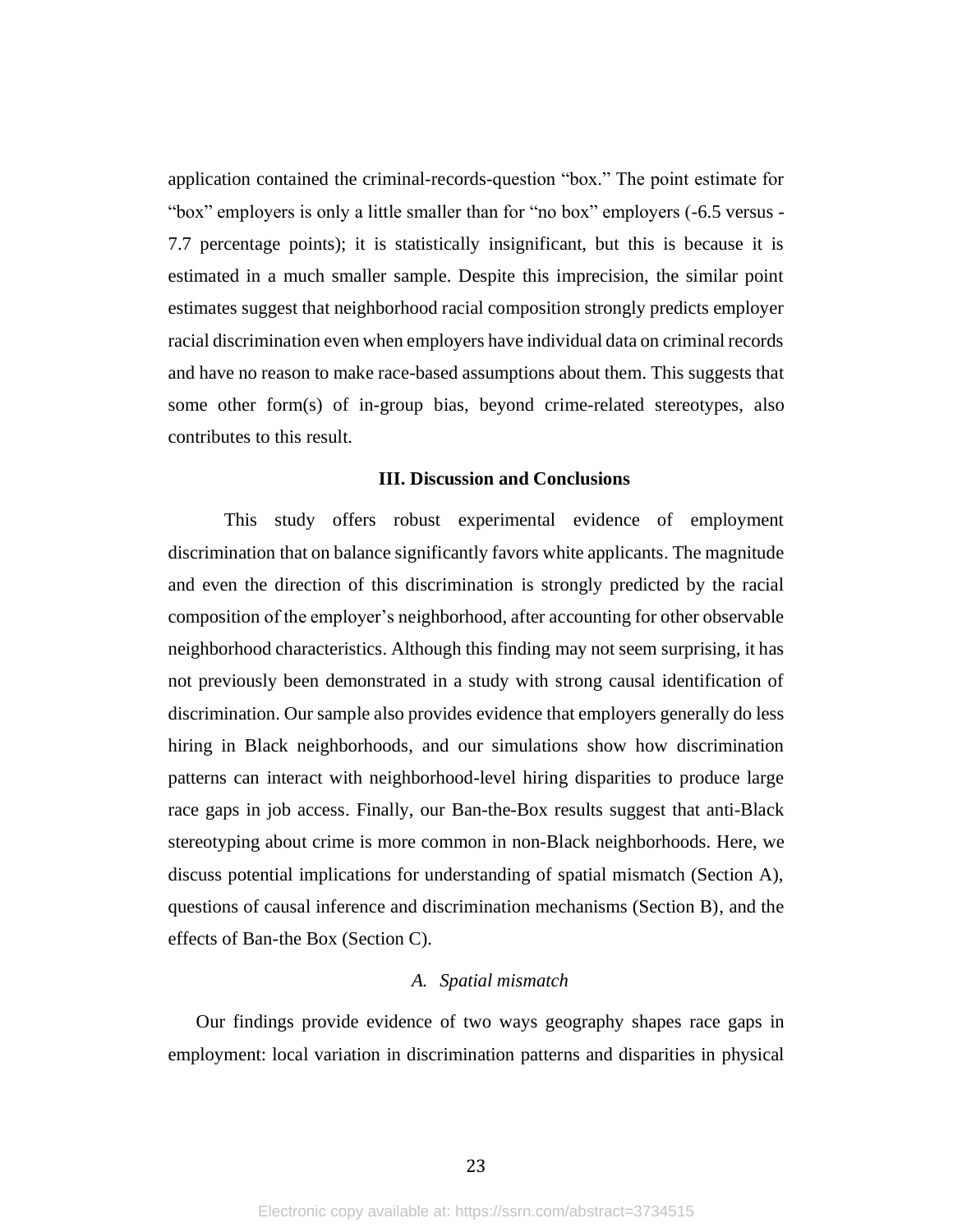application contained the criminal-records-question "box." The point estimate for "box" employers is only a little smaller than for "no box" employers (-6.5 versus -7.7 percentage points); it is statistically insignificant, but this is because it is estimated in a much smaller sample. Despite this imprecision, the similar point estimates suggest that neighborhood racial composition strongly predicts employer racial discrimination even when employers have individual data on criminal records and have no reason to make race-based assumptions about them. This suggests that some other form(s) of in-group bias, beyond crime-related stereotypes, also contributes to this result.

## III. Discussion and Conclusions

This study offers robust experimental evidence of employment discrimination that on balance significantly favors white applicants. The magnitude and even the direction of this discrimination is strongly predicted by the racial composition of the employer's neighborhood, after accounting for other observable neighborhood characteristics. Although this finding may not seem surprising, it has not previously been demonstrated in a study with strong causal identification of discrimination. Our sample also provides evidence that employers generally do less hiring in Black neighborhoods, and our simulations show how discrimination patterns can interact with neighborhood-level hiring disparities to produce large race gaps in job access. Finally, our Ban-the-Box results suggest that anti-Black stereotyping about crime is more common in non-Black neighborhoods. Here, we discuss potential implications for understanding of spatial mismatch (Section A), questions of causal inference and discrimination mechanisms (Section B), and the effects of Ban-the Box (Section C).

### *A. Spatial mismatch*

Our findings provide evidence of two ways geography shapes race gaps in employment: local variation in discrimination patterns and disparities in physical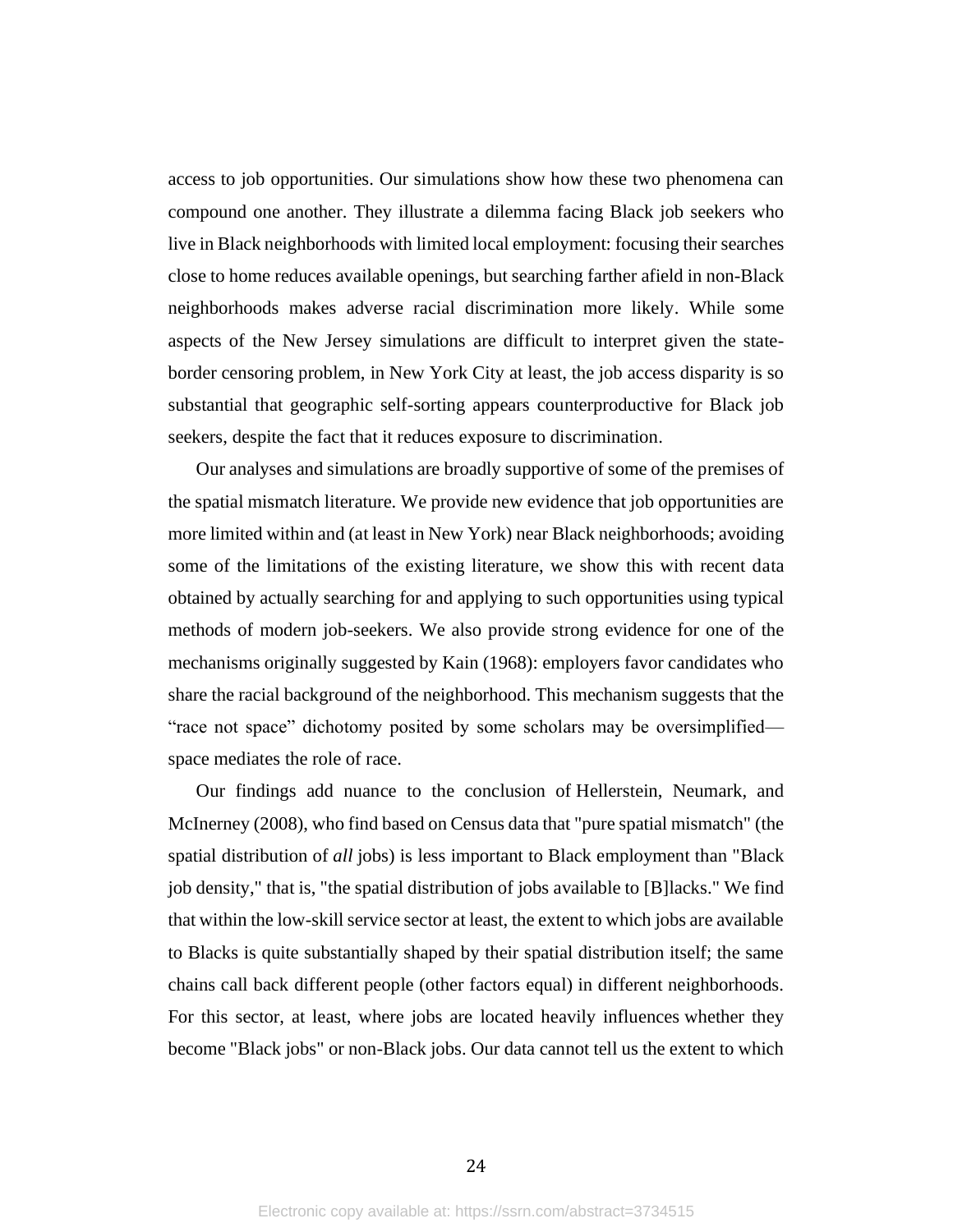access to job opportunities. Our simulations show how these two phenomena can compound one another. They illustrate a dilemma facing Black job seekers who live in Black neighborhoods with limited local employment: focusing their searches close to home reduces available openings, but searching farther afield in non-Black neighborhoods makes adverse racial discrimination more likely. While some aspects of the New Jersey simulations are difficult to interpret given the state-border censoring problem, in New York City at least, the job access disparity is so substantial that geographic self-sorting appears counterproductive for Black job seekers, despite the fact that it reduces exposure to discrimination.

Our analyses and simulations are broadly supportive of some of the premises of the spatial mismatch literature. We provide new evidence that job opportunities are more limited within and (at least in New York) near Black neighborhoods; avoiding some of the limitations of the existing literature, we show this with recent data obtained by actually searching for and applying to such opportunities using typical methods of modern job-seekers. We also provide strong evidence for one of the mechanisms originally suggested by Kain (1968): employers favor candidates who share the racial background of the neighborhood. This mechanism suggests that the "race not space" dichotomy posited by some scholars may be oversimplified—space mediates the role of race.

Our findings add nuance to the conclusion of Hellerstein, Neumark, and McInerney (2008), who find based on Census data that "pure spatial mismatch" (the spatial distribution of *all* jobs) is less important to Black employment than "Black job density," that is, "the spatial distribution of jobs available to [B]lacks." We find that within the low-skill service sector at least, the extent to which jobs are available to Blacks is quite substantially shaped by their spatial distribution itself; the same chains call back different people (other factors equal) in different neighborhoods. For this sector, at least, where jobs are located heavily influences whether they become "Black jobs" or non-Black jobs. Our data cannot tell us the extent to which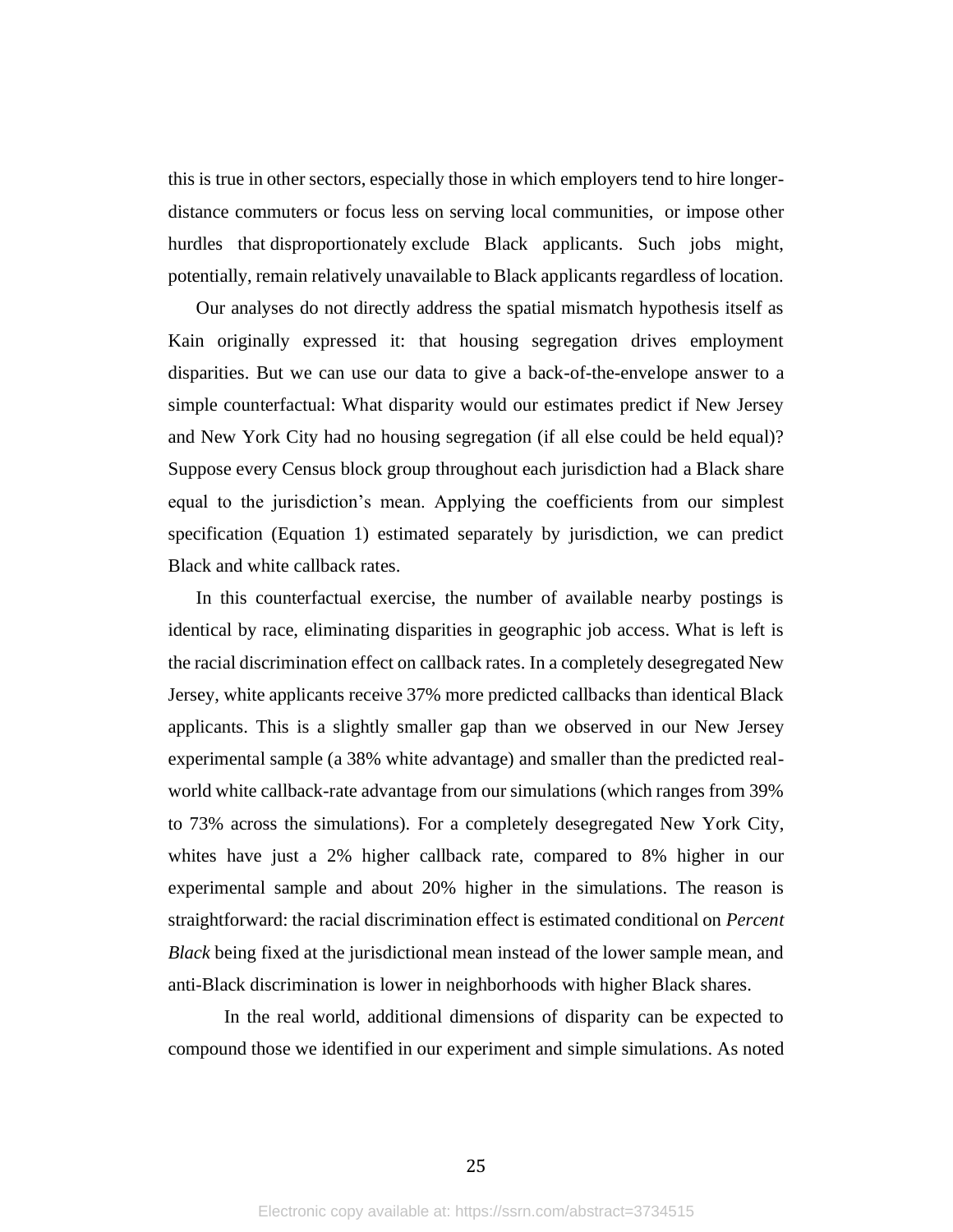this is true in other sectors, especially those in which employers tend to hire longer-distance commuters or focus less on serving local communities, or impose other hurdles that disproportionately exclude Black applicants. Such jobs might, potentially, remain relatively unavailable to Black applicants regardless of location.

Our analyses do not directly address the spatial mismatch hypothesis itself as Kain originally expressed it: that housing segregation drives employment disparities. But we can use our data to give a back-of-the-envelope answer to a simple counterfactual: What disparity would our estimates predict if New Jersey and New York City had no housing segregation (if all else could be held equal)? Suppose every Census block group throughout each jurisdiction had a Black share equal to the jurisdiction's mean. Applying the coefficients from our simplest specification (Equation 1) estimated separately by jurisdiction, we can predict Black and white callback rates.

In this counterfactual exercise, the number of available nearby postings is identical by race, eliminating disparities in geographic job access. What is left is the racial discrimination effect on callback rates. In a completely desegregated New Jersey, white applicants receive 37% more predicted callbacks than identical Black applicants. This is a slightly smaller gap than we observed in our New Jersey experimental sample (a 38% white advantage) and smaller than the predicted real-world white callback-rate advantage from our simulations (which ranges from 39% to 73% across the simulations). For a completely desegregated New York City, whites have just a 2% higher callback rate, compared to 8% higher in our experimental sample and about 20% higher in the simulations. The reason is straightforward: the racial discrimination effect is estimated conditional on *Percent Black* being fixed at the jurisdictional mean instead of the lower sample mean, and anti-Black discrimination is lower in neighborhoods with higher Black shares.

In the real world, additional dimensions of disparity can be expected to compound those we identified in our experiment and simple simulations. As noted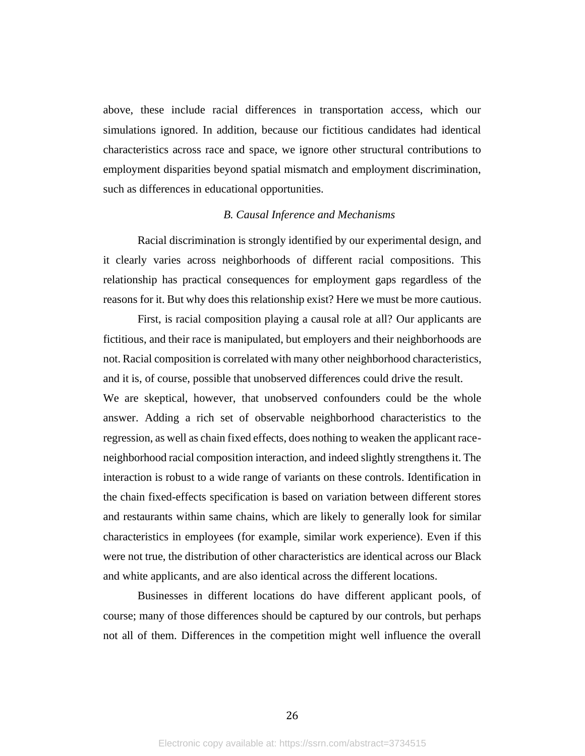above, these include racial differences in transportation access, which our simulations ignored. In addition, because our fictitious candidates had identical characteristics across race and space, we ignore other structural contributions to employment disparities beyond spatial mismatch and employment discrimination, such as differences in educational opportunities.

### *B. Causal Inference and Mechanisms*

Racial discrimination is strongly identified by our experimental design, and it clearly varies across neighborhoods of different racial compositions. This relationship has practical consequences for employment gaps regardless of the reasons for it. But why does this relationship exist? Here we must be more cautious.

First, is racial composition playing a causal role at all? Our applicants are fictitious, and their race is manipulated, but employers and their neighborhoods are not. Racial composition is correlated with many other neighborhood characteristics, and it is, of course, possible that unobserved differences could drive the result.

We are skeptical, however, that unobserved confounders could be the whole answer. Adding a rich set of observable neighborhood characteristics to the regression, as well as chain fixed effects, does nothing to weaken the applicant race-neighborhood racial composition interaction, and indeed slightly strengthens it. The interaction is robust to a wide range of variants on these controls. Identification in the chain fixed-effects specification is based on variation between different stores and restaurants within same chains, which are likely to generally look for similar characteristics in employees (for example, similar work experience). Even if this were not true, the distribution of other characteristics are identical across our Black and white applicants, and are also identical across the different locations.

Businesses in different locations do have different applicant pools, of course; many of those differences should be captured by our controls, but perhaps not all of them. Differences in the competition might well influence the overall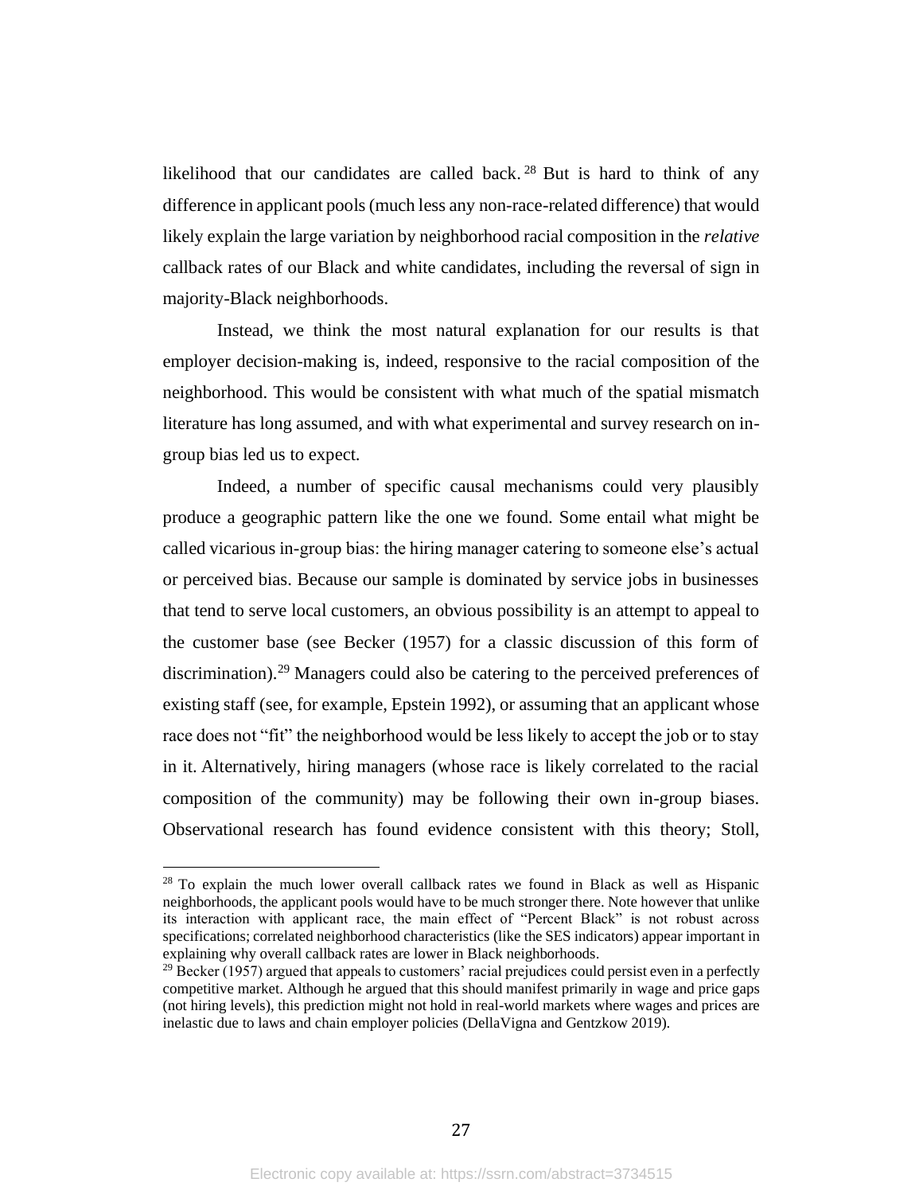likelihood that our candidates are called back.[28] But is hard to think of any difference in applicant pools (much less any non-race-related difference) that would likely explain the large variation by neighborhood racial composition in the *relative* callback rates of our Black and white candidates, including the reversal of sign in majority-Black neighborhoods.

Instead, we think the most natural explanation for our results is that employer decision-making is, indeed, responsive to the racial composition of the neighborhood. This would be consistent with what much of the spatial mismatch literature has long assumed, and with what experimental and survey research on in-group bias led us to expect.

Indeed, a number of specific causal mechanisms could very plausibly produce a geographic pattern like the one we found. Some entail what might be called vicarious in-group bias: the hiring manager catering to someone else's actual or perceived bias. Because our sample is dominated by service jobs in businesses that tend to serve local customers, an obvious possibility is an attempt to appeal to the customer base (see Becker (1957) for a classic discussion of this form of discrimination).[29] Managers could also be catering to the perceived preferences of existing staff (see, for example, Epstein 1992), or assuming that an applicant whose race does not "fit" the neighborhood would be less likely to accept the job or to stay in it. Alternatively, hiring managers (whose race is likely correlated to the racial composition of the community) may be following their own in-group biases. Observational research has found evidence consistent with this theory; Stoll,

[28] To explain the much lower overall callback rates we found in Black as well as Hispanic neighborhoods, the applicant pools would have to be much stronger there. Note however that unlike its interaction with applicant race, the main effect of "Percent Black" is not robust across specifications; correlated neighborhood characteristics (like the SES indicators) appear important in explaining why overall callback rates are lower in Black neighborhoods.

[29] Becker (1957) argued that appeals to customers' racial prejudices could persist even in a perfectly competitive market. Although he argued that this should manifest primarily in wage and price gaps (not hiring levels), this prediction might not hold in real-world markets where wages and prices are inelastic due to laws and chain employer policies (DellaVigna and Gentzkow 2019).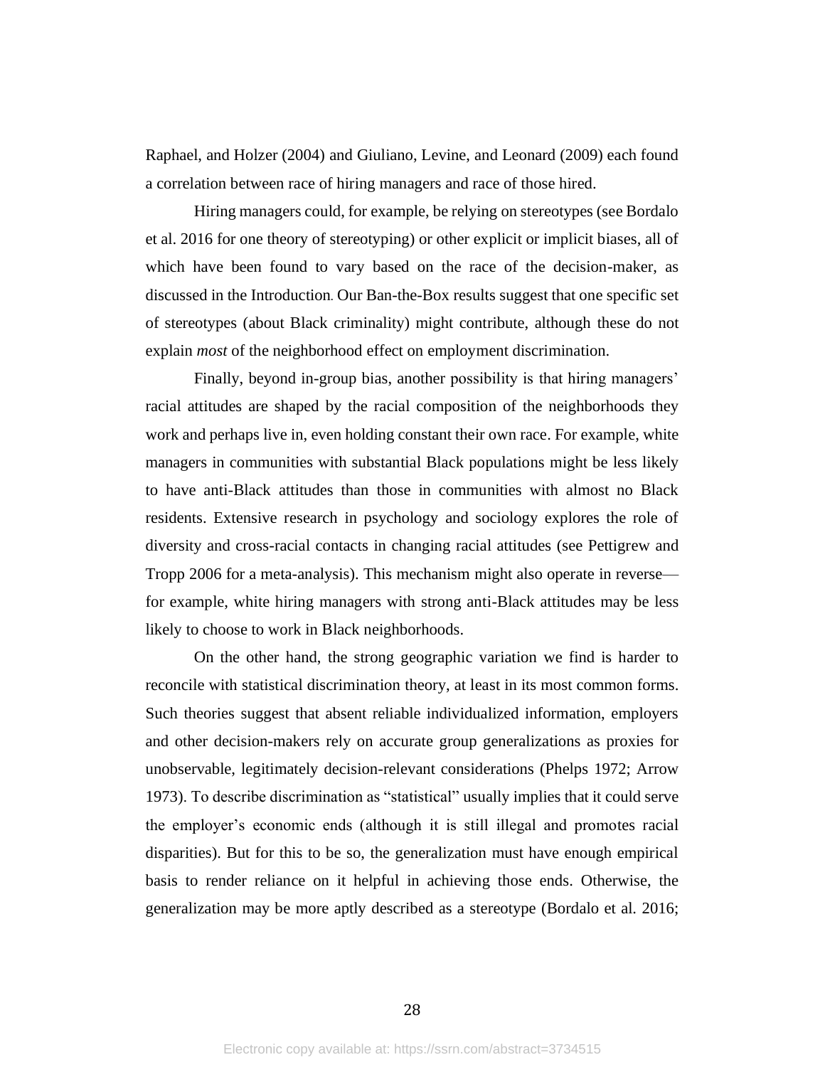Raphael, and Holzer (2004) and Giuliano, Levine, and Leonard (2009) each found a correlation between race of hiring managers and race of those hired.

Hiring managers could, for example, be relying on stereotypes (see Bordalo et al. 2016 for one theory of stereotyping) or other explicit or implicit biases, all of which have been found to vary based on the race of the decision-maker, as discussed in the Introduction. Our Ban-the-Box results suggest that one specific set of stereotypes (about Black criminality) might contribute, although these do not explain *most* of the neighborhood effect on employment discrimination.

Finally, beyond in-group bias, another possibility is that hiring managers' racial attitudes are shaped by the racial composition of the neighborhoods they work and perhaps live in, even holding constant their own race. For example, white managers in communities with substantial Black populations might be less likely to have anti-Black attitudes than those in communities with almost no Black residents. Extensive research in psychology and sociology explores the role of diversity and cross-racial contacts in changing racial attitudes (see Pettigrew and Tropp 2006 for a meta-analysis). This mechanism might also operate in reverse—for example, white hiring managers with strong anti-Black attitudes may be less likely to choose to work in Black neighborhoods.

On the other hand, the strong geographic variation we find is harder to reconcile with statistical discrimination theory, at least in its most common forms. Such theories suggest that absent reliable individualized information, employers and other decision-makers rely on accurate group generalizations as proxies for unobservable, legitimately decision-relevant considerations (Phelps 1972; Arrow 1973). To describe discrimination as "statistical" usually implies that it could serve the employer's economic ends (although it is still illegal and promotes racial disparities). But for this to be so, the generalization must have enough empirical basis to render reliance on it helpful in achieving those ends. Otherwise, the generalization may be more aptly described as a stereotype (Bordalo et al. 2016;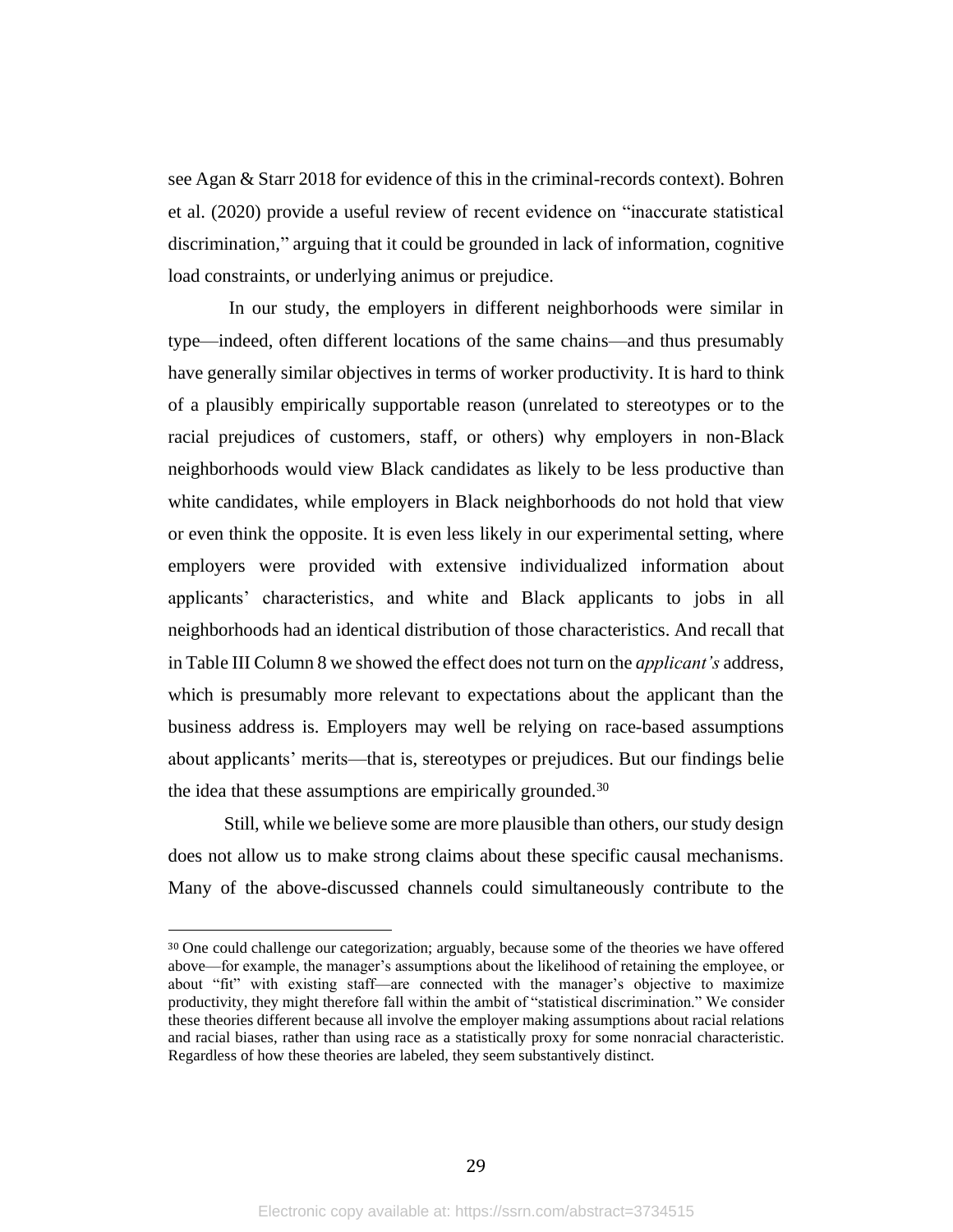see Agan & Starr 2018 for evidence of this in the criminal-records context). Bohren et al. (2020) provide a useful review of recent evidence on "inaccurate statistical discrimination," arguing that it could be grounded in lack of information, cognitive load constraints, or underlying animus or prejudice.

In our study, the employers in different neighborhoods were similar in type—indeed, often different locations of the same chains—and thus presumably have generally similar objectives in terms of worker productivity. It is hard to think of a plausibly empirically supportable reason (unrelated to stereotypes or to the racial prejudices of customers, staff, or others) why employers in non-Black neighborhoods would view Black candidates as likely to be less productive than white candidates, while employers in Black neighborhoods do not hold that view or even think the opposite. It is even less likely in our experimental setting, where employers were provided with extensive individualized information about applicants' characteristics, and white and Black applicants to jobs in all neighborhoods had an identical distribution of those characteristics. And recall that in Table III Column 8 we showed the effect does not turn on the *applicant's* address, which is presumably more relevant to expectations about the applicant than the business address is. Employers may well be relying on race-based assumptions about applicants' merits—that is, stereotypes or prejudices. But our findings belie the idea that these assumptions are empirically grounded.[30]

Still, while we believe some are more plausible than others, our study design does not allow us to make strong claims about these specific causal mechanisms. Many of the above-discussed channels could simultaneously contribute to the

---

[30] One could challenge our categorization; arguably, because some of the theories we have offered above—for example, the manager's assumptions about the likelihood of retaining the employee, or about "fit" with existing staff—are connected with the manager's objective to maximize productivity, they might therefore fall within the ambit of "statistical discrimination." We consider these theories different because all involve the employer making assumptions about racial relations and racial biases, rather than using race as a statistically proxy for some nonracial characteristic. Regardless of how these theories are labeled, they seem substantively distinct.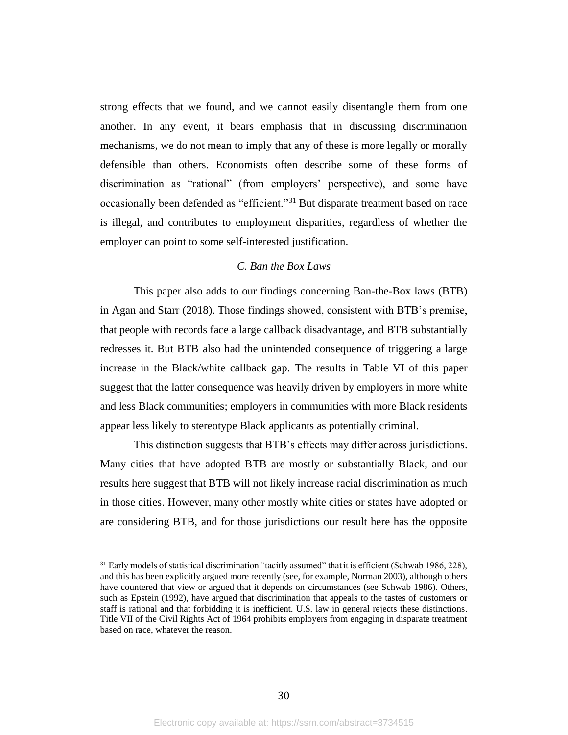strong effects that we found, and we cannot easily disentangle them from one another. In any event, it bears emphasis that in discussing discrimination mechanisms, we do not mean to imply that any of these is more legally or morally defensible than others. Economists often describe some of these forms of discrimination as "rational" (from employers' perspective), and some have occasionally been defended as "efficient."[31] But disparate treatment based on race is illegal, and contributes to employment disparities, regardless of whether the employer can point to some self-interested justification.

### *C. Ban the Box Laws*

This paper also adds to our findings concerning Ban-the-Box laws (BTB) in Agan and Starr (2018). Those findings showed, consistent with BTB's premise, that people with records face a large callback disadvantage, and BTB substantially redresses it. But BTB also had the unintended consequence of triggering a large increase in the Black/white callback gap. The results in Table VI of this paper suggest that the latter consequence was heavily driven by employers in more white and less Black communities; employers in communities with more Black residents appear less likely to stereotype Black applicants as potentially criminal.

This distinction suggests that BTB's effects may differ across jurisdictions. Many cities that have adopted BTB are mostly or substantially Black, and our results here suggest that BTB will not likely increase racial discrimination as much in those cities. However, many other mostly white cities or states have adopted or are considering BTB, and for those jurisdictions our result here has the opposite

[31] Early models of statistical discrimination "tacitly assumed" that it is efficient (Schwab 1986, 228), and this has been explicitly argued more recently (see, for example, Norman 2003), although others have countered that view or argued that it depends on circumstances (see Schwab 1986). Others, such as Epstein (1992), have argued that discrimination that appeals to the tastes of customers or staff is rational and that forbidding it is inefficient. U.S. law in general rejects these distinctions. Title VII of the Civil Rights Act of 1964 prohibits employers from engaging in disparate treatment based on race, whatever the reason.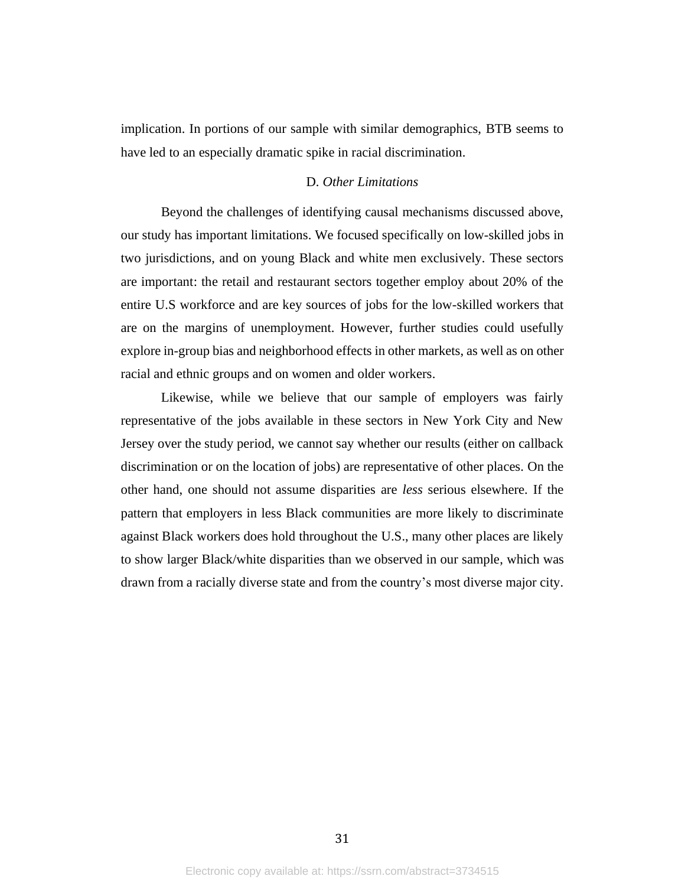implication. In portions of our sample with similar demographics, BTB seems to have led to an especially dramatic spike in racial discrimination.

### D. *Other Limitations*

Beyond the challenges of identifying causal mechanisms discussed above, our study has important limitations. We focused specifically on low-skilled jobs in two jurisdictions, and on young Black and white men exclusively. These sectors are important: the retail and restaurant sectors together employ about 20% of the entire U.S workforce and are key sources of jobs for the low-skilled workers that are on the margins of unemployment. However, further studies could usefully explore in-group bias and neighborhood effects in other markets, as well as on other racial and ethnic groups and on women and older workers.

Likewise, while we believe that our sample of employers was fairly representative of the jobs available in these sectors in New York City and New Jersey over the study period, we cannot say whether our results (either on callback discrimination or on the location of jobs) are representative of other places. On the other hand, one should not assume disparities are *less* serious elsewhere. If the pattern that employers in less Black communities are more likely to discriminate against Black workers does hold throughout the U.S., many other places are likely to show larger Black/white disparities than we observed in our sample, which was drawn from a racially diverse state and from the country's most diverse major city.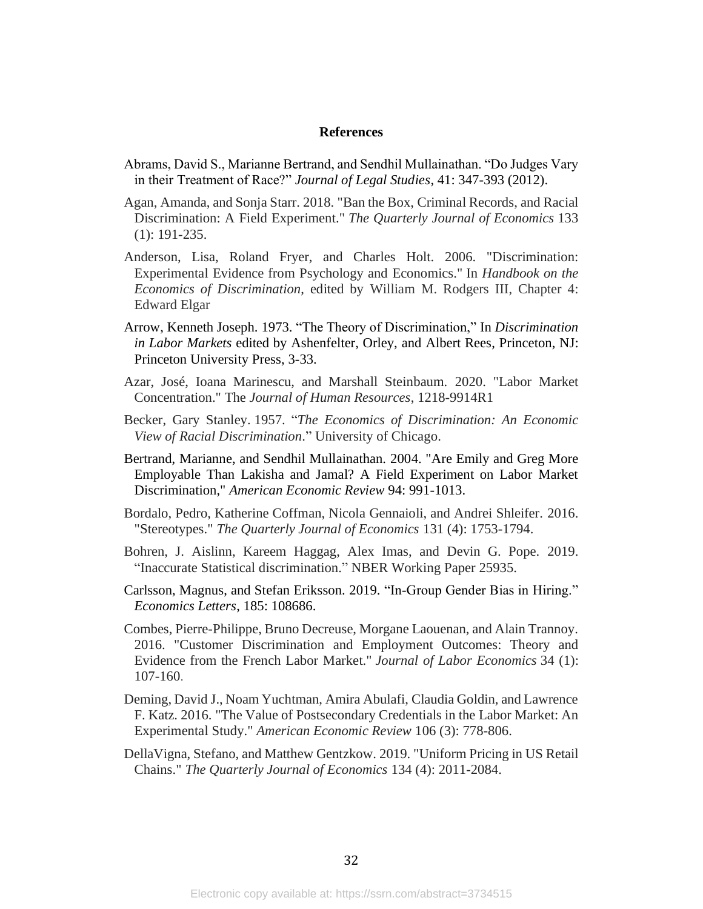## References

Abrams, David S., Marianne Bertrand, and Sendhil Mullainathan. "Do Judges Vary in their Treatment of Race?" *Journal of Legal Studies*, 41: 347-393 (2012).

Agan, Amanda, and Sonja Starr. 2018. "Ban the Box, Criminal Records, and Racial Discrimination: A Field Experiment." *The Quarterly Journal of Economics* 133 (1): 191-235.

Anderson, Lisa, Roland Fryer, and Charles Holt. 2006. "Discrimination: Experimental Evidence from Psychology and Economics." In *Handbook on the Economics of Discrimination*, edited by William M. Rodgers III, Chapter 4: Edward Elgar

Arrow, Kenneth Joseph. 1973. "The Theory of Discrimination," In *Discrimination in Labor Markets* edited by Ashenfelter, Orley, and Albert Rees, Princeton, NJ: Princeton University Press, 3-33.

Azar, José, Ioana Marinescu, and Marshall Steinbaum. 2020. "Labor Market Concentration." The *Journal of Human Resources*, 1218-9914R1

Becker, Gary Stanley. 1957. "*The Economics of Discrimination: An Economic View of Racial Discrimination*." University of Chicago.

Bertrand, Marianne, and Sendhil Mullainathan. 2004. "Are Emily and Greg More Employable Than Lakisha and Jamal? A Field Experiment on Labor Market Discrimination," *American Economic Review* 94: 991-1013.

Bordalo, Pedro, Katherine Coffman, Nicola Gennaioli, and Andrei Shleifer. 2016. "Stereotypes." *The Quarterly Journal of Economics* 131 (4): 1753-1794.

Bohren, J. Aislinn, Kareem Haggag, Alex Imas, and Devin G. Pope. 2019. "Inaccurate Statistical discrimination." NBER Working Paper 25935.

Carlsson, Magnus, and Stefan Eriksson. 2019. "In-Group Gender Bias in Hiring." *Economics Letters*, 185: 108686.

Combes, Pierre-Philippe, Bruno Decreuse, Morgane Laouenan, and Alain Trannoy. 2016. "Customer Discrimination and Employment Outcomes: Theory and Evidence from the French Labor Market." *Journal of Labor Economics* 34 (1): 107-160.

Deming, David J., Noam Yuchtman, Amira Abulafi, Claudia Goldin, and Lawrence F. Katz. 2016. "The Value of Postsecondary Credentials in the Labor Market: An Experimental Study." *American Economic Review* 106 (3): 778-806.

DellaVigna, Stefano, and Matthew Gentzkow. 2019. "Uniform Pricing in US Retail Chains." *The Quarterly Journal of Economics* 134 (4): 2011-2084.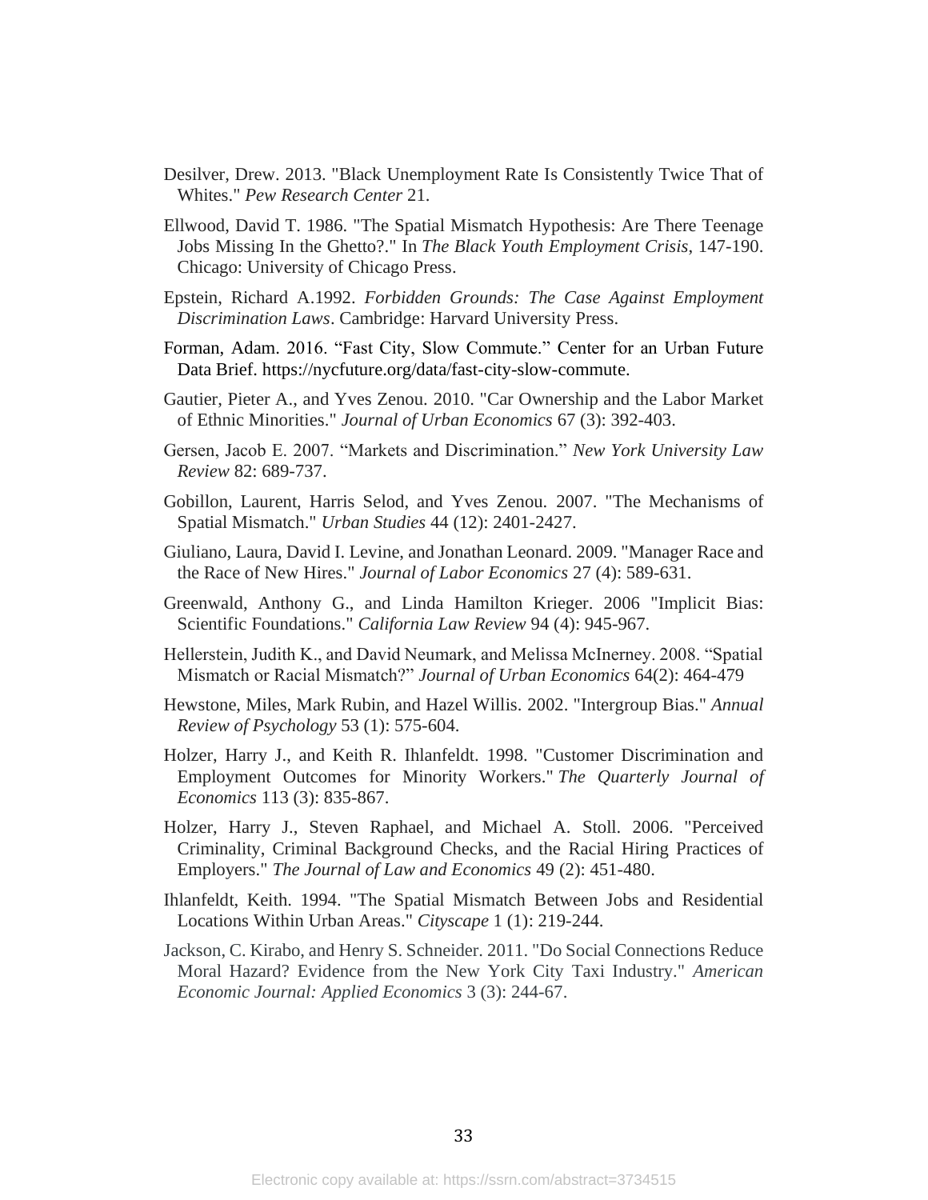Desilver, Drew. 2013. "Black Unemployment Rate Is Consistently Twice That of Whites." *Pew Research Center* 21.

Ellwood, David T. 1986. "The Spatial Mismatch Hypothesis: Are There Teenage Jobs Missing In the Ghetto?." In *The Black Youth Employment Crisis*, 147-190. Chicago: University of Chicago Press.

Epstein, Richard A.1992. *Forbidden Grounds: The Case Against Employment Discrimination Laws*. Cambridge: Harvard University Press.

Forman, Adam. 2016. "Fast City, Slow Commute." Center for an Urban Future Data Brief. https://nycfuture.org/data/fast-city-slow-commute.

Gautier, Pieter A., and Yves Zenou. 2010. "Car Ownership and the Labor Market of Ethnic Minorities." *Journal of Urban Economics* 67 (3): 392-403.

Gersen, Jacob E. 2007. "Markets and Discrimination." *New York University Law Review* 82: 689-737.

Gobillon, Laurent, Harris Selod, and Yves Zenou. 2007. "The Mechanisms of Spatial Mismatch." *Urban Studies* 44 (12): 2401-2427.

Giuliano, Laura, David I. Levine, and Jonathan Leonard. 2009. "Manager Race and the Race of New Hires." *Journal of Labor Economics* 27 (4): 589-631.

Greenwald, Anthony G., and Linda Hamilton Krieger. 2006 "Implicit Bias: Scientific Foundations." *California Law Review* 94 (4): 945-967.

Hellerstein, Judith K., and David Neumark, and Melissa McInerney. 2008. "Spatial Mismatch or Racial Mismatch?" *Journal of Urban Economics* 64(2): 464-479

Hewstone, Miles, Mark Rubin, and Hazel Willis. 2002. "Intergroup Bias." *Annual Review of Psychology* 53 (1): 575-604.

Holzer, Harry J., and Keith R. Ihlanfeldt. 1998. "Customer Discrimination and Employment Outcomes for Minority Workers." *The Quarterly Journal of Economics* 113 (3): 835-867.

Holzer, Harry J., Steven Raphael, and Michael A. Stoll. 2006. "Perceived Criminality, Criminal Background Checks, and the Racial Hiring Practices of Employers." *The Journal of Law and Economics* 49 (2): 451-480.

Ihlanfeldt, Keith. 1994. "The Spatial Mismatch Between Jobs and Residential Locations Within Urban Areas." *Cityscape* 1 (1): 219-244.

Jackson, C. Kirabo, and Henry S. Schneider. 2011. "Do Social Connections Reduce Moral Hazard? Evidence from the New York City Taxi Industry." *American Economic Journal: Applied Economics* 3 (3): 244-67.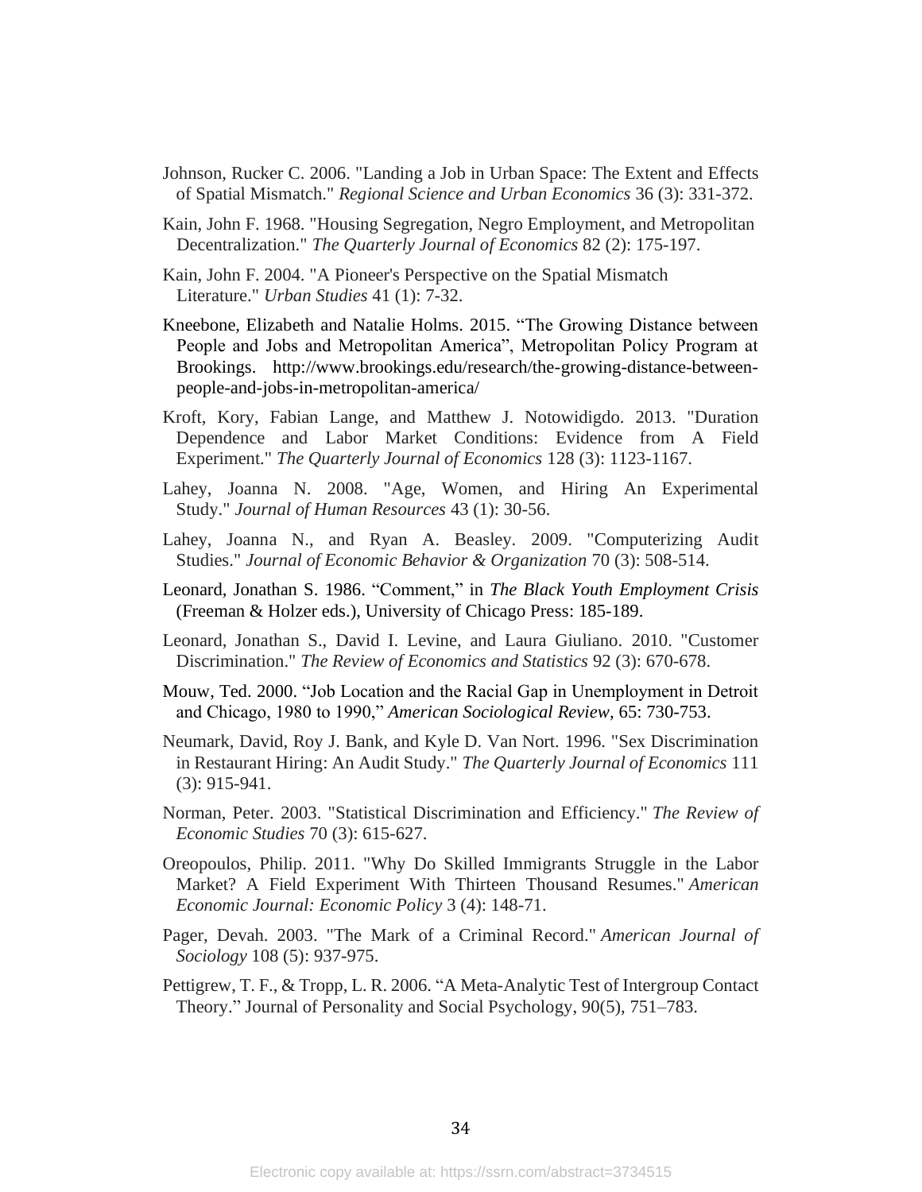Johnson, Rucker C. 2006. "Landing a Job in Urban Space: The Extent and Effects of Spatial Mismatch." *Regional Science and Urban Economics* 36 (3): 331-372.

Kain, John F. 1968. "Housing Segregation, Negro Employment, and Metropolitan Decentralization." *The Quarterly Journal of Economics* 82 (2): 175-197.

Kain, John F. 2004. "A Pioneer's Perspective on the Spatial Mismatch Literature." *Urban Studies* 41 (1): 7-32.

Kneebone, Elizabeth and Natalie Holms. 2015. "The Growing Distance between People and Jobs and Metropolitan America", Metropolitan Policy Program at Brookings. http://www.brookings.edu/research/the-growing-distance-between-people-and-jobs-in-metropolitan-america/

Kroft, Kory, Fabian Lange, and Matthew J. Notowidigdo. 2013. "Duration Dependence and Labor Market Conditions: Evidence from A Field Experiment." *The Quarterly Journal of Economics* 128 (3): 1123-1167.

Lahey, Joanna N. 2008. "Age, Women, and Hiring An Experimental Study." *Journal of Human Resources* 43 (1): 30-56.

Lahey, Joanna N., and Ryan A. Beasley. 2009. "Computerizing Audit Studies." *Journal of Economic Behavior & Organization* 70 (3): 508-514.

Leonard, Jonathan S. 1986. "Comment," in *The Black Youth Employment Crisis* (Freeman & Holzer eds.), University of Chicago Press: 185-189.

Leonard, Jonathan S., David I. Levine, and Laura Giuliano. 2010. "Customer Discrimination." *The Review of Economics and Statistics* 92 (3): 670-678.

Mouw, Ted. 2000. "Job Location and the Racial Gap in Unemployment in Detroit and Chicago, 1980 to 1990," *American Sociological Review*, 65: 730-753.

Neumark, David, Roy J. Bank, and Kyle D. Van Nort. 1996. "Sex Discrimination in Restaurant Hiring: An Audit Study." *The Quarterly Journal of Economics* 111 (3): 915-941.

Norman, Peter. 2003. "Statistical Discrimination and Efficiency." *The Review of Economic Studies* 70 (3): 615-627.

Oreopoulos, Philip. 2011. "Why Do Skilled Immigrants Struggle in the Labor Market? A Field Experiment With Thirteen Thousand Resumes." *American Economic Journal: Economic Policy* 3 (4): 148-71.

Pager, Devah. 2003. "The Mark of a Criminal Record." *American Journal of Sociology* 108 (5): 937-975.

Pettigrew, T. F., & Tropp, L. R. 2006. "A Meta-Analytic Test of Intergroup Contact Theory." Journal of Personality and Social Psychology, 90(5), 751–783.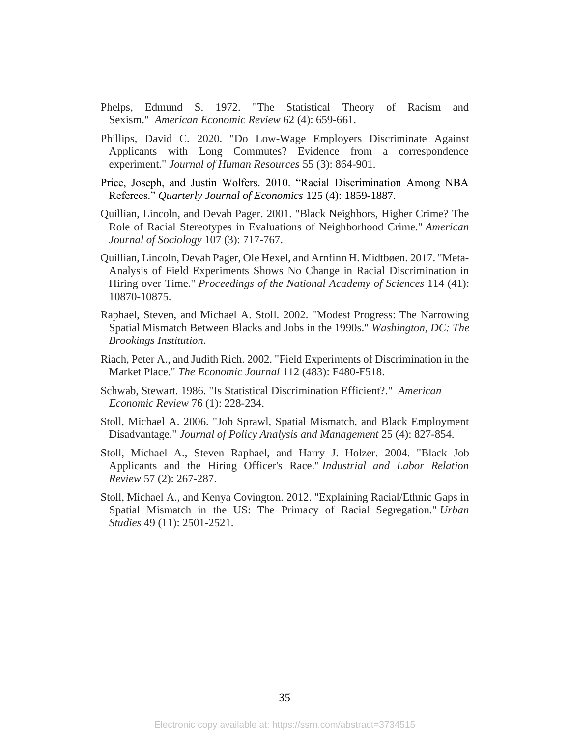Phelps, Edmund S. 1972. "The Statistical Theory of Racism and Sexism." *American Economic Review* 62 (4): 659-661.

Phillips, David C. 2020. "Do Low-Wage Employers Discriminate Against Applicants with Long Commutes? Evidence from a correspondence experiment." *Journal of Human Resources* 55 (3): 864-901.

Price, Joseph, and Justin Wolfers. 2010. "Racial Discrimination Among NBA Referees." *Quarterly Journal of Economics* 125 (4): 1859-1887.

Quillian, Lincoln, and Devah Pager. 2001. "Black Neighbors, Higher Crime? The Role of Racial Stereotypes in Evaluations of Neighborhood Crime." *American Journal of Sociology* 107 (3): 717-767.

Quillian, Lincoln, Devah Pager, Ole Hexel, and Arnfinn H. Midtbøen. 2017. "Meta-Analysis of Field Experiments Shows No Change in Racial Discrimination in Hiring over Time." *Proceedings of the National Academy of Sciences* 114 (41): 10870-10875.

Raphael, Steven, and Michael A. Stoll. 2002. "Modest Progress: The Narrowing Spatial Mismatch Between Blacks and Jobs in the 1990s." *Washington, DC: The Brookings Institution*.

Riach, Peter A., and Judith Rich. 2002. "Field Experiments of Discrimination in the Market Place." *The Economic Journal* 112 (483): F480-F518.

Schwab, Stewart. 1986. "Is Statistical Discrimination Efficient?." *American Economic Review* 76 (1): 228-234.

Stoll, Michael A. 2006. "Job Sprawl, Spatial Mismatch, and Black Employment Disadvantage." *Journal of Policy Analysis and Management* 25 (4): 827-854.

Stoll, Michael A., Steven Raphael, and Harry J. Holzer. 2004. "Black Job Applicants and the Hiring Officer's Race." *Industrial and Labor Relation Review* 57 (2): 267-287.

Stoll, Michael A., and Kenya Covington. 2012. "Explaining Racial/Ethnic Gaps in Spatial Mismatch in the US: The Primacy of Racial Segregation." *Urban Studies* 49 (11): 2501-2521.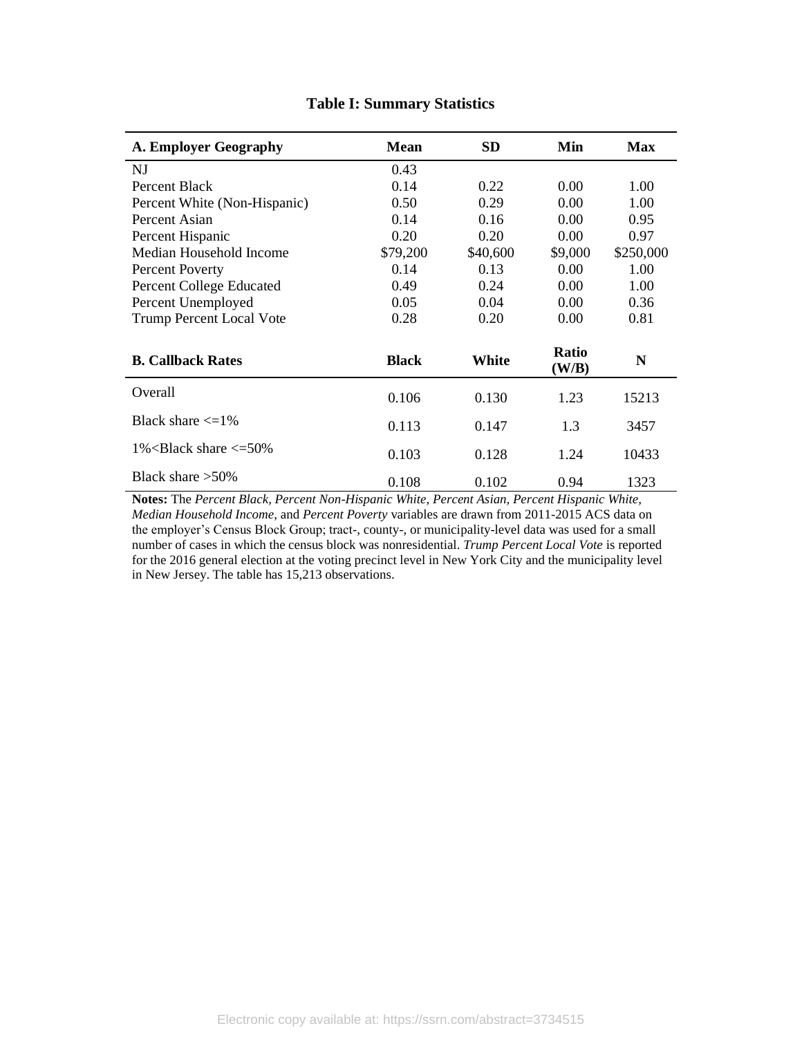**Table I: Summary Statistics**

| A. Employer Geography | Mean | SD | Min | Max |
|---|---|---|---|---|
| NJ | 0.43 | | | |
| Percent Black | 0.14 | 0.22 | 0.00 | 1.00 |
| Percent White (Non-Hispanic) | 0.50 | 0.29 | 0.00 | 1.00 |
| Percent Asian | 0.14 | 0.16 | 0.00 | 0.95 |
| Percent Hispanic | 0.20 | 0.20 | 0.00 | 0.97 |
| Median Household Income | $79,200 | $40,600 | $9,000 | $250,000 |
| Percent Poverty | 0.14 | 0.13 | 0.00 | 1.00 |
| Percent College Educated | 0.49 | 0.24 | 0.00 | 1.00 |
| Percent Unemployed | 0.05 | 0.04 | 0.00 | 0.36 |
| Trump Percent Local Vote | 0.28 | 0.20 | 0.00 | 0.81 |
| **B. Callback Rates** | **Black** | **White** | **Ratio (W/B)** | **N** |
| Overall | 0.106 | 0.130 | 1.23 | 15213 |
| Black share <=1% | 0.113 | 0.147 | 1.3 | 3457 |
| 1%<Black share <=50% | 0.103 | 0.128 | 1.24 | 10433 |
| Black share >50% | 0.108 | 0.102 | 0.94 | 1323 |

**Notes:** The *Percent Black, Percent Non-Hispanic White, Percent Asian, Percent Hispanic White, Median Household Income*, and *Percent Poverty* variables are drawn from 2011-2015 ACS data on the employer's Census Block Group; tract-, county-, or municipality-level data was used for a small number of cases in which the census block was nonresidential. *Trump Percent Local Vote* is reported for the 2016 general election at the voting precinct level in New York City and the municipality level in New Jersey. The table has 15,213 observations.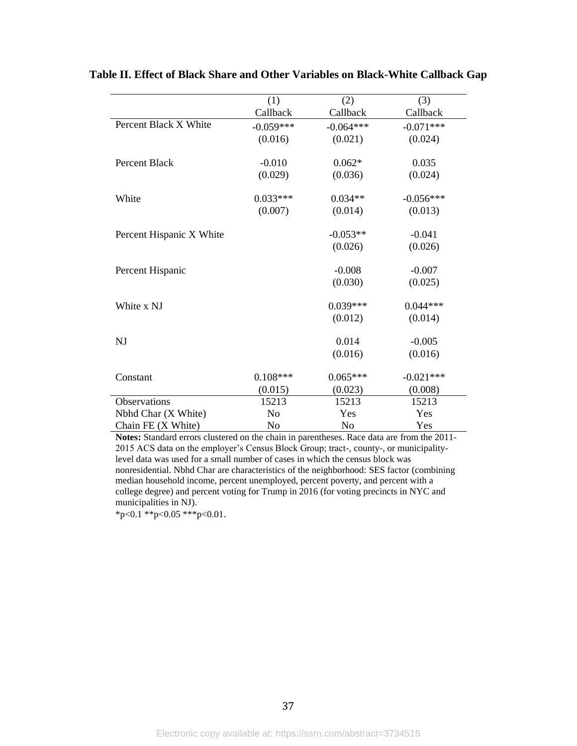**Table II. Effect of Black Share and Other Variables on Black-White Callback Gap**

| | (1) | (2) | (3) |
|---|---|---|---|
| | Callback | Callback | Callback |
| Percent Black X White | -0.059*** | -0.064*** | -0.071*** |
| | (0.016) | (0.021) | (0.024) |
| Percent Black | -0.010 | 0.062* | 0.035 |
| | (0.029) | (0.036) | (0.024) |
| White | 0.033*** | 0.034** | -0.056*** |
| | (0.007) | (0.014) | (0.013) |
| Percent Hispanic X White | | -0.053** | -0.041 |
| | | (0.026) | (0.026) |
| Percent Hispanic | | -0.008 | -0.007 |
| | | (0.030) | (0.025) |
| White x NJ | | 0.039*** | 0.044*** |
| | | (0.012) | (0.014) |
| NJ | | 0.014 | -0.005 |
| | | (0.016) | (0.016) |
| Constant | 0.108*** | 0.065*** | -0.021*** |
| | (0.015) | (0.023) | (0.008) |
| Observations | 15213 | 15213 | 15213 |
| Nbhd Char (X White) | No | Yes | Yes |
| Chain FE (X White) | No | No | Yes |

**Notes:** Standard errors clustered on the chain in parentheses. Race data are from the 2011-2015 ACS data on the employer's Census Block Group; tract-, county-, or municipality-level data was used for a small number of cases in which the census block was nonresidential. Nbhd Char are characteristics of the neighborhood: SES factor (combining median household income, percent unemployed, percent poverty, and percent with a college degree) and percent voting for Trump in 2016 (for voting precincts in NYC and municipalities in NJ).

*p<0.1 **p<0.05 ***p<0.01.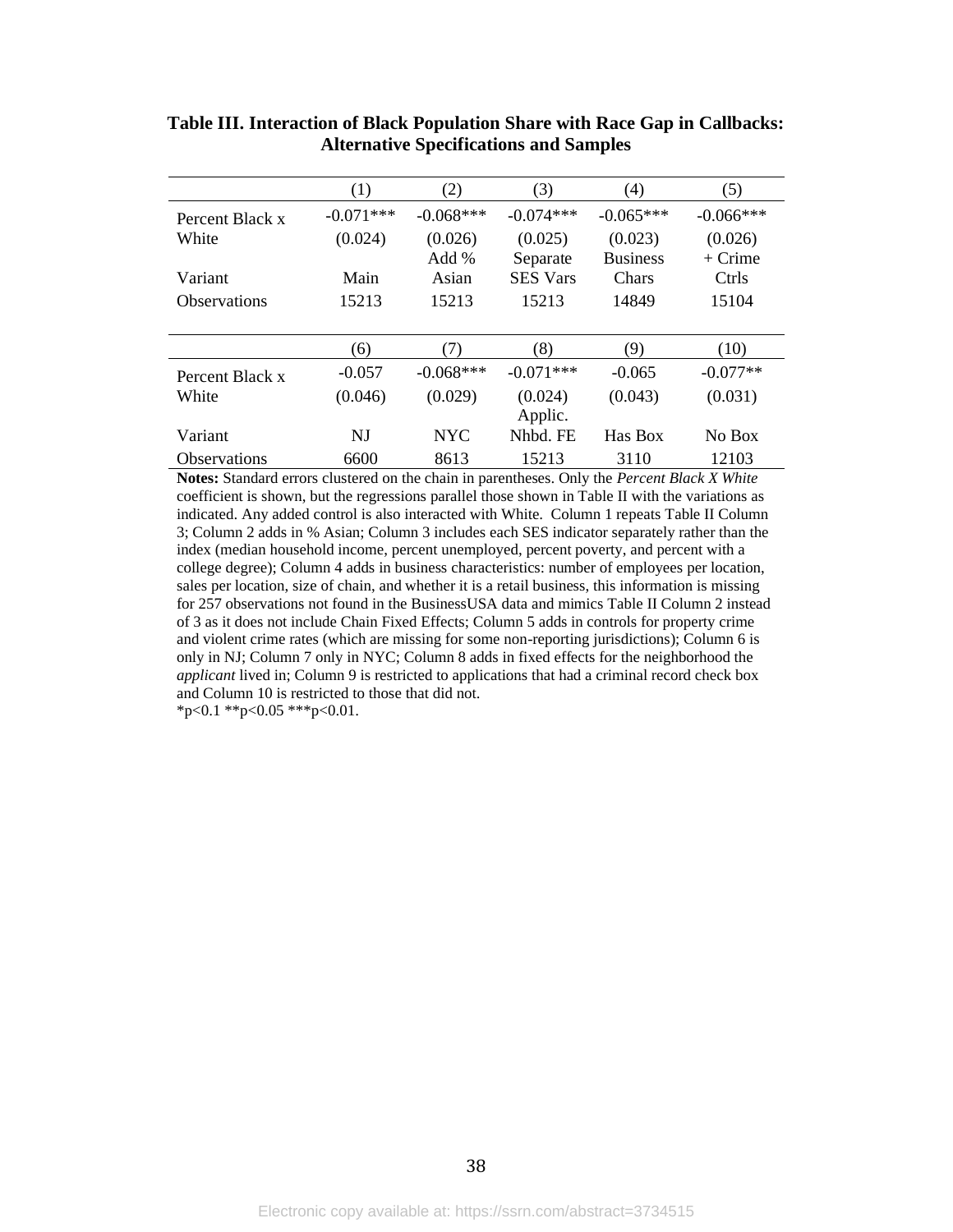**Table III. Interaction of Black Population Share with Race Gap in Callbacks: Alternative Specifications and Samples**

| | (1) | (2) | (3) | (4) | (5) |
|---|---|---|---|---|---|
| Percent Black x White | -0.071*** | -0.068*** | -0.074*** | -0.065*** | -0.066*** |
| | (0.024) | (0.026) | (0.025) | (0.023) | (0.026) |
| Variant | Main | Add % Asian | Separate SES Vars | Business Chars | + Crime Ctrls |
| Observations | 15213 | 15213 | 15213 | 14849 | 15104 |

| | (6) | (7) | (8) | (9) | (10) |
|---|---|---|---|---|---|
| Percent Black x White | -0.057 | -0.068*** | -0.071*** | -0.065 | -0.077** |
| | (0.046) | (0.029) | (0.024) | (0.043) | (0.031) |
| Variant | NJ | NYC | Applic. Nhbd. FE | Has Box | No Box |
| Observations | 6600 | 8613 | 15213 | 3110 | 12103 |

**Notes:** Standard errors clustered on the chain in parentheses. Only the *Percent Black X White* coefficient is shown, but the regressions parallel those shown in Table II with the variations as indicated. Any added control is also interacted with White. Column 1 repeats Table II Column 3; Column 2 adds in % Asian; Column 3 includes each SES indicator separately rather than the index (median household income, percent unemployed, percent poverty, and percent with a college degree); Column 4 adds in business characteristics: number of employees per location, sales per location, size of chain, and whether it is a retail business, this information is missing for 257 observations not found in the BusinessUSA data and mimics Table II Column 2 instead of 3 as it does not include Chain Fixed Effects; Column 5 adds in controls for property crime and violent crime rates (which are missing for some non-reporting jurisdictions); Column 6 is only in NJ; Column 7 only in NYC; Column 8 adds in fixed effects for the neighborhood the *applicant* lived in; Column 9 is restricted to applications that had a criminal record check box and Column 10 is restricted to those that did not.
*p<0.1 **p<0.05 ***p<0.01.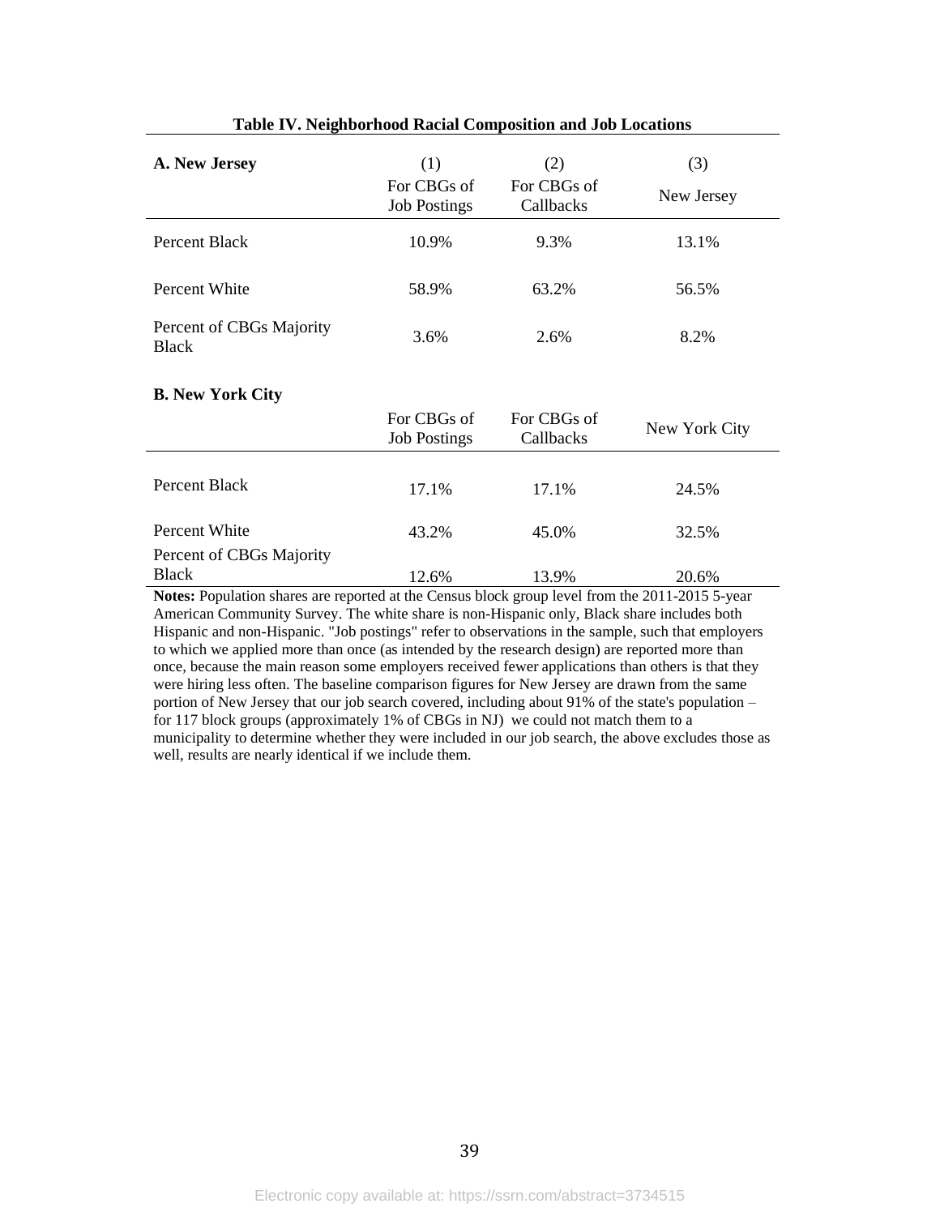**Table IV. Neighborhood Racial Composition and Job Locations**

| **A. New Jersey** | (1) For CBGs of Job Postings | (2) For CBGs of Callbacks | (3) New Jersey |
|---|---|---|---|
| Percent Black | 10.9% | 9.3% | 13.1% |
| Percent White | 58.9% | 63.2% | 56.5% |
| Percent of CBGs Majority Black | 3.6% | 2.6% | 8.2% |

| **B. New York City** | For CBGs of Job Postings | For CBGs of Callbacks | New York City |
|---|---|---|---|
| Percent Black | 17.1% | 17.1% | 24.5% |
| Percent White | 43.2% | 45.0% | 32.5% |
| Percent of CBGs Majority Black | 12.6% | 13.9% | 20.6% |

**Notes:** Population shares are reported at the Census block group level from the 2011-2015 5-year American Community Survey. The white share is non-Hispanic only, Black share includes both Hispanic and non-Hispanic. "Job postings" refer to observations in the sample, such that employers to which we applied more than once (as intended by the research design) are reported more than once, because the main reason some employers received fewer applications than others is that they were hiring less often. The baseline comparison figures for New Jersey are drawn from the same portion of New Jersey that our job search covered, including about 91% of the state's population – for 117 block groups (approximately 1% of CBGs in NJ) we could not match them to a municipality to determine whether they were included in our job search, the above excludes those as well, results are nearly identical if we include them.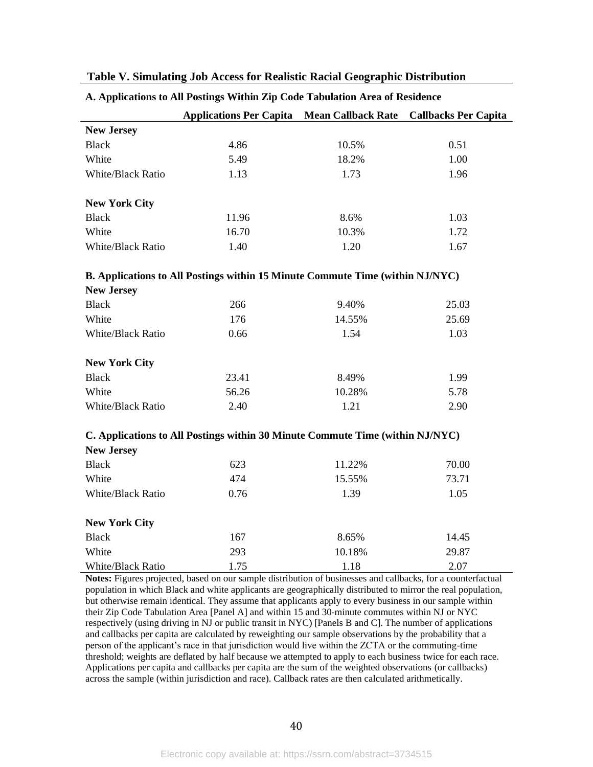**Table V. Simulating Job Access for Realistic Racial Geographic Distribution**

| | Applications Per Capita | Mean Callback Rate | Callbacks Per Capita |
|---|---|---|---|
| **A. Applications to All Postings Within Zip Code Tabulation Area of Residence** | | | |
| **New Jersey** | | | |
| Black | 4.86 | 10.5% | 0.51 |
| White | 5.49 | 18.2% | 1.00 |
| White/Black Ratio | 1.13 | 1.73 | 1.96 |
| **New York City** | | | |
| Black | 11.96 | 8.6% | 1.03 |
| White | 16.70 | 10.3% | 1.72 |
| White/Black Ratio | 1.40 | 1.20 | 1.67 |
| **B. Applications to All Postings within 15 Minute Commute Time (within NJ/NYC)** | | | |
| **New Jersey** | | | |
| Black | 266 | 9.40% | 25.03 |
| White | 176 | 14.55% | 25.69 |
| White/Black Ratio | 0.66 | 1.54 | 1.03 |
| **New York City** | | | |
| Black | 23.41 | 8.49% | 1.99 |
| White | 56.26 | 10.28% | 5.78 |
| White/Black Ratio | 2.40 | 1.21 | 2.90 |
| **C. Applications to All Postings within 30 Minute Commute Time (within NJ/NYC)** | | | |
| **New Jersey** | | | |
| Black | 623 | 11.22% | 70.00 |
| White | 474 | 15.55% | 73.71 |
| White/Black Ratio | 0.76 | 1.39 | 1.05 |
| **New York City** | | | |
| Black | 167 | 8.65% | 14.45 |
| White | 293 | 10.18% | 29.87 |
| White/Black Ratio | 1.75 | 1.18 | 2.07 |

**Notes:** Figures projected, based on our sample distribution of businesses and callbacks, for a counterfactual population in which Black and white applicants are geographically distributed to mirror the real population, but otherwise remain identical. They assume that applicants apply to every business in our sample within their Zip Code Tabulation Area [Panel A] and within 15 and 30-minute commutes within NJ or NYC respectively (using driving in NJ or public transit in NYC) [Panels B and C]. The number of applications and callbacks per capita are calculated by reweighting our sample observations by the probability that a person of the applicant's race in that jurisdiction would live within the ZCTA or the commuting-time threshold; weights are deflated by half because we attempted to apply to each business twice for each race. Applications per capita and callbacks per capita are the sum of the weighted observations (or callbacks) across the sample (within jurisdiction and race). Callback rates are then calculated arithmetically.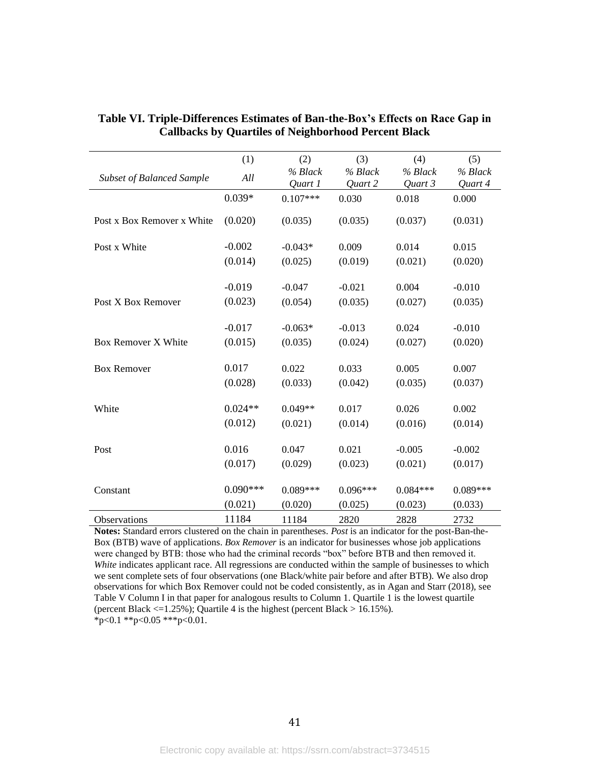**Table VI. Triple-Differences Estimates of Ban-the-Box's Effects on Race Gap in Callbacks by Quartiles of Neighborhood Percent Black**

| | (1) | (2) | (3) | (4) | (5) |
|---|---|---|---|---|---|
| *Subset of Balanced Sample* | *All* | *% Black Quart 1* | *% Black Quart 2* | *% Black Quart 3* | *% Black Quart 4* |
| Post x Box Remover x White | 0.039* | 0.107*** | 0.030 | 0.018 | 0.000 |
| | (0.020) | (0.035) | (0.035) | (0.037) | (0.031) |
| Post x White | -0.002 | -0.043* | 0.009 | 0.014 | 0.015 |
| | (0.014) | (0.025) | (0.019) | (0.021) | (0.020) |
| Post X Box Remover | -0.019 | -0.047 | -0.021 | 0.004 | -0.010 |
| | (0.023) | (0.054) | (0.035) | (0.027) | (0.035) |
| Box Remover X White | -0.017 | -0.063* | -0.013 | 0.024 | -0.010 |
| | (0.015) | (0.035) | (0.024) | (0.027) | (0.020) |
| Box Remover | 0.017 | 0.022 | 0.033 | 0.005 | 0.007 |
| | (0.028) | (0.033) | (0.042) | (0.035) | (0.037) |
| White | 0.024** | 0.049** | 0.017 | 0.026 | 0.002 |
| | (0.012) | (0.021) | (0.014) | (0.016) | (0.014) |
| Post | 0.016 | 0.047 | 0.021 | -0.005 | -0.002 |
| | (0.017) | (0.029) | (0.023) | (0.021) | (0.017) |
| Constant | 0.090*** | 0.089*** | 0.096*** | 0.084*** | 0.089*** |
| | (0.021) | (0.020) | (0.025) | (0.023) | (0.033) |
| Observations | 11184 | 11184 | 2820 | 2828 | 2732 |

**Notes:** Standard errors clustered on the chain in parentheses. *Post* is an indicator for the post-Ban-the-Box (BTB) wave of applications. *Box Remover* is an indicator for businesses whose job applications were changed by BTB: those who had the criminal records "box" before BTB and then removed it. *White* indicates applicant race. All regressions are conducted within the sample of businesses to which we sent complete sets of four observations (one Black/white pair before and after BTB). We also drop observations for which Box Remover could not be coded consistently, as in Agan and Starr (2018), see Table V Column I in that paper for analogous results to Column 1. Quartile 1 is the lowest quartile (percent Black <=1.25%); Quartile 4 is the highest (percent Black > 16.15%).
*p<0.1 **p<0.05 ***p<0.01.